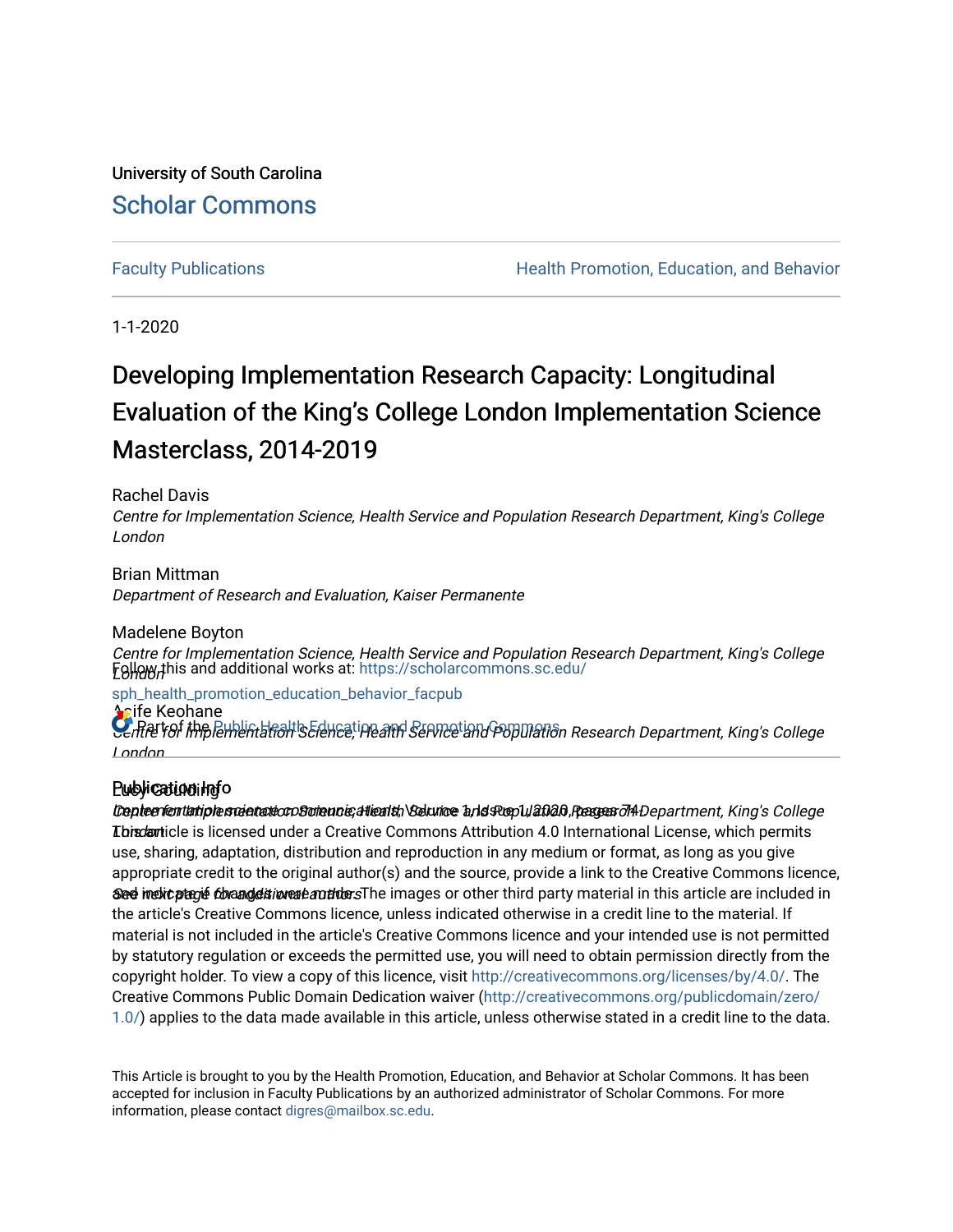University of South Carolina

Scholar Commons

Faculty Publications

Health Promotion, Education, and Behavior

1-1-2020

# Developing Implementation Research Capacity: Longitudinal Evaluation of the King's College London Implementation Science Masterclass, 2014-2019

Rachel Davis
*Centre for Implementation Science, Health Service and Population Research Department, King's College London*

Brian Mittman
*Department of Research and Evaluation, Kaiser Permanente*

Madelene Boyton
*Centre for Implementation Science, Health Service and Population Research Department, King's College London*

Aoife Keohane
*Centre for Implementation Science, Health Service and Population Research Department, King's College London*

Lucy Goulding
*Centre for Implementation Science, Health Service and Population Research Department, King's College London*

See next page for additional authors

Follow this and additional works at: https://scholarcommons.sc.edu/sph_health_promotion_education_behavior_facpub

Part of the Public Health Education and Promotion Commons

## Publication Info

*Implementation science communications*, Volume 1, Issue 1, 2020, pages 74-.

This article is licensed under a Creative Commons Attribution 4.0 International License, which permits use, sharing, adaptation, distribution and reproduction in any medium or format, as long as you give appropriate credit to the original author(s) and the source, provide a link to the Creative Commons licence, and indicate if changes were made. The images or other third party material in this article are included in the article's Creative Commons licence, unless indicated otherwise in a credit line to the material. If material is not included in the article's Creative Commons licence and your intended use is not permitted by statutory regulation or exceeds the permitted use, you will need to obtain permission directly from the copyright holder. To view a copy of this licence, visit http://creativecommons.org/licenses/by/4.0/. The Creative Commons Public Domain Dedication waiver (http://creativecommons.org/publicdomain/zero/1.0/) applies to the data made available in this article, unless otherwise stated in a credit line to the data.

This Article is brought to you by the Health Promotion, Education, and Behavior at Scholar Commons. It has been accepted for inclusion in Faculty Publications by an authorized administrator of Scholar Commons. For more information, please contact digres@mailbox.sc.edu.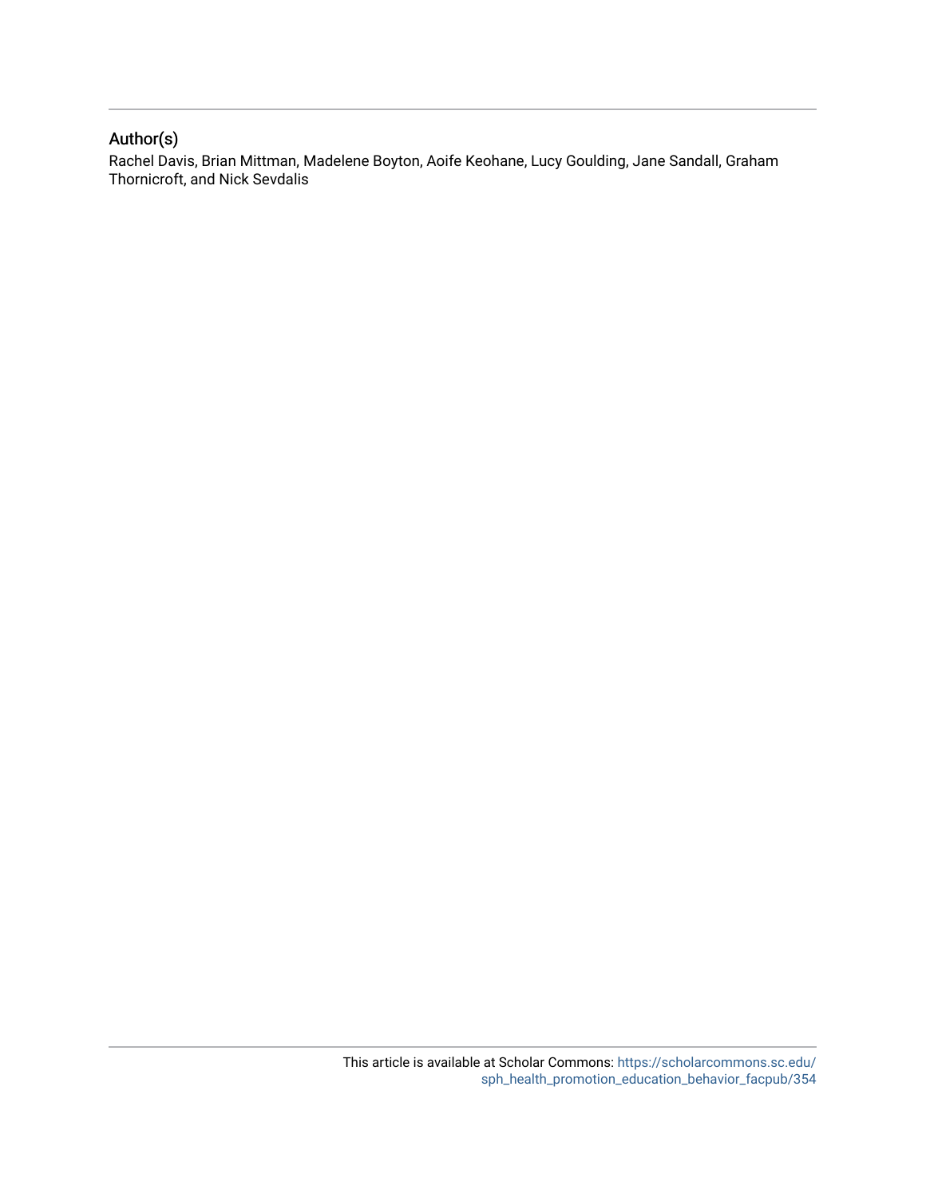## Author(s)

Rachel Davis, Brian Mittman, Madelene Boyton, Aoife Keohane, Lucy Goulding, Jane Sandall, Graham Thornicroft, and Nick Sevdalis

This article is available at Scholar Commons: https://scholarcommons.sc.edu/sph_health_promotion_education_behavior_facpub/354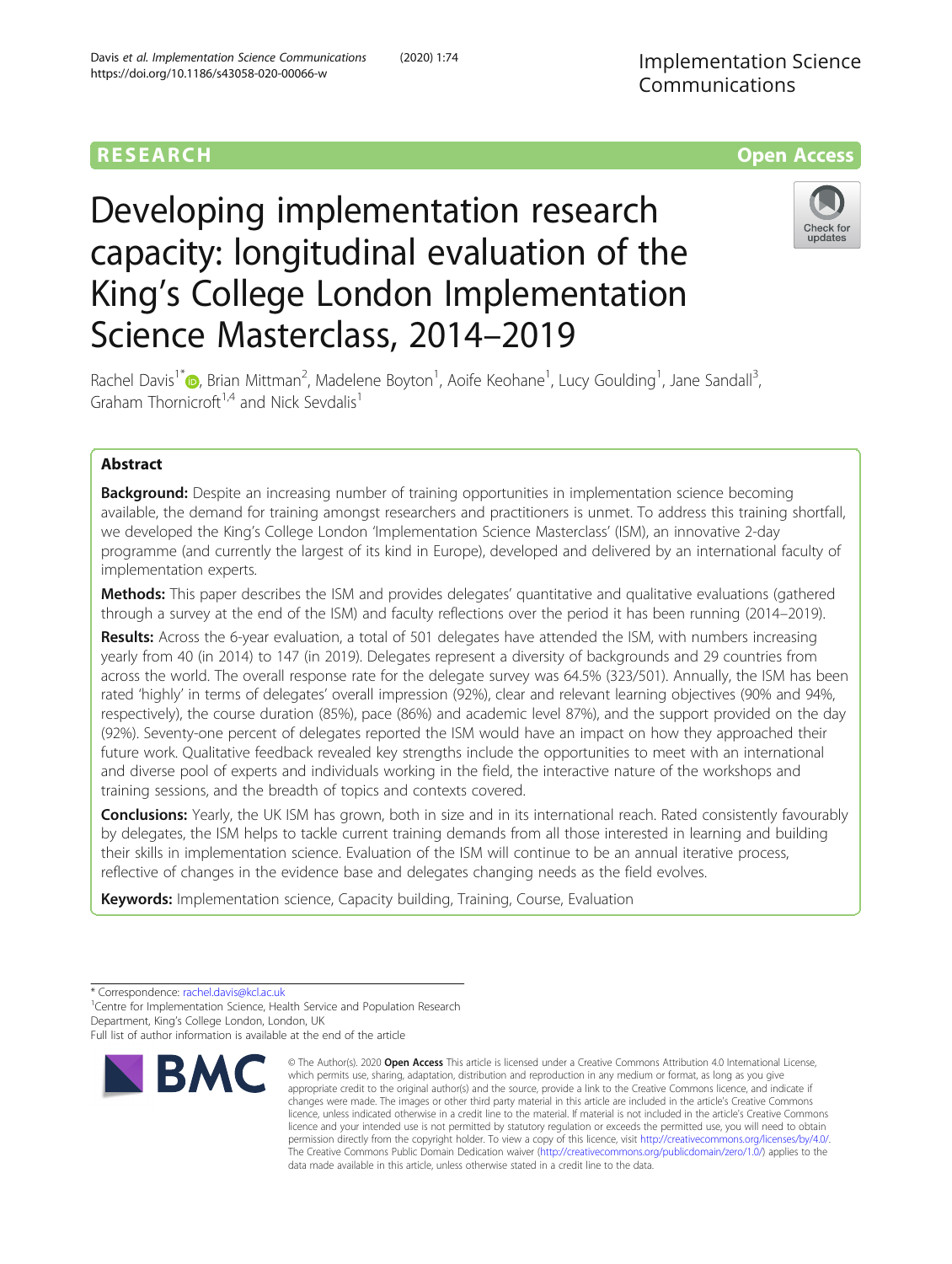# Developing implementation research capacity: longitudinal evaluation of the King's College London Implementation Science Masterclass, 2014–2019

Rachel Davis[1*], Brian Mittman[2], Madelene Boyton[1], Aoife Keohane[1], Lucy Goulding[1], Jane Sandall[3], Graham Thornicroft[1,4] and Nick Sevdalis[1]

## Abstract

**Background:** Despite an increasing number of training opportunities in implementation science becoming available, the demand for training amongst researchers and practitioners is unmet. To address this training shortfall, we developed the King's College London 'Implementation Science Masterclass' (ISM), an innovative 2-day programme (and currently the largest of its kind in Europe), developed and delivered by an international faculty of implementation experts.

**Methods:** This paper describes the ISM and provides delegates' quantitative and qualitative evaluations (gathered through a survey at the end of the ISM) and faculty reflections over the period it has been running (2014–2019).

**Results:** Across the 6-year evaluation, a total of 501 delegates have attended the ISM, with numbers increasing yearly from 40 (in 2014) to 147 (in 2019). Delegates represent a diversity of backgrounds and 29 countries from across the world. The overall response rate for the delegate survey was 64.5% (323/501). Annually, the ISM has been rated 'highly' in terms of delegates' overall impression (92%), clear and relevant learning objectives (90% and 94%, respectively), the course duration (85%), pace (86%) and academic level 87%), and the support provided on the day (92%). Seventy-one percent of delegates reported the ISM would have an impact on how they approached their future work. Qualitative feedback revealed key strengths include the opportunities to meet with an international and diverse pool of experts and individuals working in the field, the interactive nature of the workshops and training sessions, and the breadth of topics and contexts covered.

**Conclusions:** Yearly, the UK ISM has grown, both in size and in its international reach. Rated consistently favourably by delegates, the ISM helps to tackle current training demands from all those interested in learning and building their skills in implementation science. Evaluation of the ISM will continue to be an annual iterative process, reflective of changes in the evidence base and delegates changing needs as the field evolves.

**Keywords:** Implementation science, Capacity building, Training, Course, Evaluation

\* Correspondence: rachel.davis@kcl.ac.uk

[1]Centre for Implementation Science, Health Service and Population Research Department, King's College London, London, UK

Full list of author information is available at the end of the article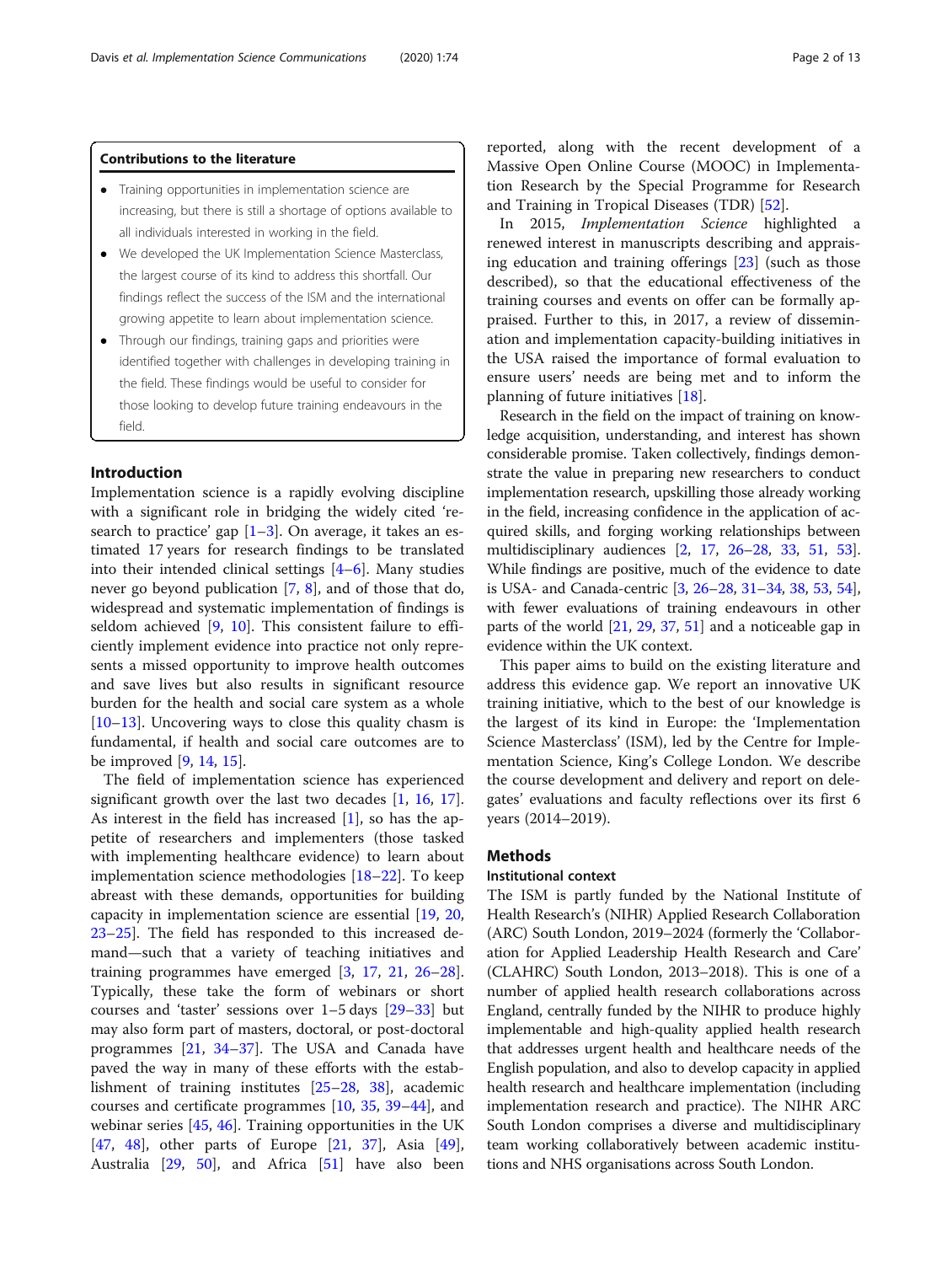#### Contributions to the literature

- Training opportunities in implementation science are increasing, but there is still a shortage of options available to all individuals interested in working in the field.
- We developed the UK Implementation Science Masterclass, the largest course of its kind to address this shortfall. Our findings reflect the success of the ISM and the international growing appetite to learn about implementation science.
- Through our findings, training gaps and priorities were identified together with challenges in developing training in the field. These findings would be useful to consider for those looking to develop future training endeavours in the field.

## Introduction

Implementation science is a rapidly evolving discipline with a significant role in bridging the widely cited 'research to practice' gap [1–3]. On average, it takes an estimated 17 years for research findings to be translated into their intended clinical settings [4–6]. Many studies never go beyond publication [7, 8], and of those that do, widespread and systematic implementation of findings is seldom achieved [9, 10]. This consistent failure to efficiently implement evidence into practice not only represents a missed opportunity to improve health outcomes and save lives but also results in significant resource burden for the health and social care system as a whole [10–13]. Uncovering ways to close this quality chasm is fundamental, if health and social care outcomes are to be improved [9, 14, 15].

The field of implementation science has experienced significant growth over the last two decades [1, 16, 17]. As interest in the field has increased [1], so has the appetite of researchers and implementers (those tasked with implementing healthcare evidence) to learn about implementation science methodologies [18–22]. To keep abreast with these demands, opportunities for building capacity in implementation science are essential [19, 20, 23–25]. The field has responded to this increased demand—such that a variety of teaching initiatives and training programmes have emerged [3, 17, 21, 26–28]. Typically, these take the form of webinars or short courses and 'taster' sessions over 1–5 days [29–33] but may also form part of masters, doctoral, or post-doctoral programmes [21, 34–37]. The USA and Canada have paved the way in many of these efforts with the establishment of training institutes [25–28, 38], academic courses and certificate programmes [10, 35, 39–44], and webinar series [45, 46]. Training opportunities in the UK [47, 48], other parts of Europe [21, 37], Asia [49], Australia [29, 50], and Africa [51] have also been reported, along with the recent development of a Massive Open Online Course (MOOC) in Implementation Research by the Special Programme for Research and Training in Tropical Diseases (TDR) [52].

In 2015, *Implementation Science* highlighted a renewed interest in manuscripts describing and appraising education and training offerings [23] (such as those described), so that the educational effectiveness of the training courses and events on offer can be formally appraised. Further to this, in 2017, a review of dissemination and implementation capacity-building initiatives in the USA raised the importance of formal evaluation to ensure users' needs are being met and to inform the planning of future initiatives [18].

Research in the field on the impact of training on knowledge acquisition, understanding, and interest has shown considerable promise. Taken collectively, findings demonstrate the value in preparing new researchers to conduct implementation research, upskilling those already working in the field, increasing confidence in the application of acquired skills, and forging working relationships between multidisciplinary audiences [2, 17, 26–28, 33, 51, 53]. While findings are positive, much of the evidence to date is USA- and Canada-centric [3, 26–28, 31–34, 38, 53, 54], with fewer evaluations of training endeavours in other parts of the world [21, 29, 37, 51] and a noticeable gap in evidence within the UK context.

This paper aims to build on the existing literature and address this evidence gap. We report an innovative UK training initiative, which to the best of our knowledge is the largest of its kind in Europe: the 'Implementation Science Masterclass' (ISM), led by the Centre for Implementation Science, King's College London. We describe the course development and delivery and report on delegates' evaluations and faculty reflections over its first 6 years (2014–2019).

## Methods

### Institutional context

The ISM is partly funded by the National Institute of Health Research's (NIHR) Applied Research Collaboration (ARC) South London, 2019–2024 (formerly the 'Collaboration for Applied Leadership Health Research and Care' (CLAHRC) South London, 2013–2018). This is one of a number of applied health research collaborations across England, centrally funded by the NIHR to produce highly implementable and high-quality applied health research that addresses urgent health and healthcare needs of the English population, and also to develop capacity in applied health research and healthcare implementation (including implementation research and practice). The NIHR ARC South London comprises a diverse and multidisciplinary team working collaboratively between academic institutions and NHS organisations across South London.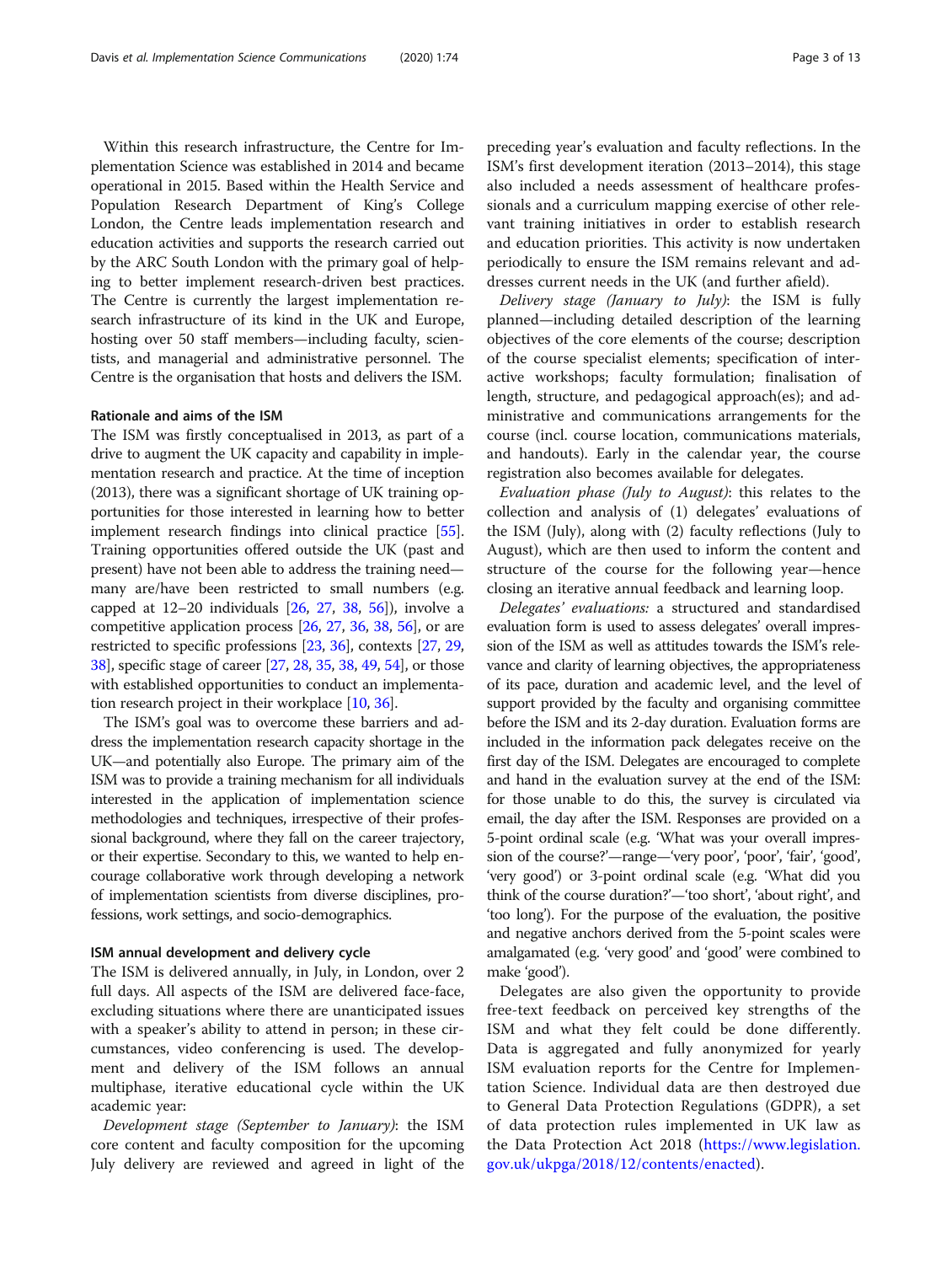Within this research infrastructure, the Centre for Implementation Science was established in 2014 and became operational in 2015. Based within the Health Service and Population Research Department of King's College London, the Centre leads implementation research and education activities and supports the research carried out by the ARC South London with the primary goal of helping to better implement research-driven best practices. The Centre is currently the largest implementation research infrastructure of its kind in the UK and Europe, hosting over 50 staff members—including faculty, scientists, and managerial and administrative personnel. The Centre is the organisation that hosts and delivers the ISM.

#### Rationale and aims of the ISM

The ISM was firstly conceptualised in 2013, as part of a drive to augment the UK capacity and capability in implementation research and practice. At the time of inception (2013), there was a significant shortage of UK training opportunities for those interested in learning how to better implement research findings into clinical practice [55]. Training opportunities offered outside the UK (past and present) have not been able to address the training need—many are/have been restricted to small numbers (e.g. capped at 12–20 individuals [26, 27, 38, 56]), involve a competitive application process [26, 27, 36, 38, 56], or are restricted to specific professions [23, 36], contexts [27, 29, 38], specific stage of career [27, 28, 35, 38, 49, 54], or those with established opportunities to conduct an implementation research project in their workplace [10, 36].

The ISM's goal was to overcome these barriers and address the implementation research capacity shortage in the UK—and potentially also Europe. The primary aim of the ISM was to provide a training mechanism for all individuals interested in the application of implementation science methodologies and techniques, irrespective of their professional background, where they fall on the career trajectory, or their expertise. Secondary to this, we wanted to help encourage collaborative work through developing a network of implementation scientists from diverse disciplines, professions, work settings, and socio-demographics.

#### ISM annual development and delivery cycle

The ISM is delivered annually, in July, in London, over 2 full days. All aspects of the ISM are delivered face-face, excluding situations where there are unanticipated issues with a speaker's ability to attend in person; in these circumstances, video conferencing is used. The development and delivery of the ISM follows an annual multiphase, iterative educational cycle within the UK academic year:

*Development stage (September to January)*: the ISM core content and faculty composition for the upcoming July delivery are reviewed and agreed in light of the preceding year's evaluation and faculty reflections. In the ISM's first development iteration (2013–2014), this stage also included a needs assessment of healthcare professionals and a curriculum mapping exercise of other relevant training initiatives in order to establish research and education priorities. This activity is now undertaken periodically to ensure the ISM remains relevant and addresses current needs in the UK (and further afield).

*Delivery stage (January to July)*: the ISM is fully planned—including detailed description of the learning objectives of the core elements of the course; description of the course specialist elements; specification of interactive workshops; faculty formulation; finalisation of length, structure, and pedagogical approach(es); and administrative and communications arrangements for the course (incl. course location, communications materials, and handouts). Early in the calendar year, the course registration also becomes available for delegates.

*Evaluation phase (July to August)*: this relates to the collection and analysis of (1) delegates' evaluations of the ISM (July), along with (2) faculty reflections (July to August), which are then used to inform the content and structure of the course for the following year—hence closing an iterative annual feedback and learning loop.

*Delegates' evaluations:* a structured and standardised evaluation form is used to assess delegates' overall impression of the ISM as well as attitudes towards the ISM's relevance and clarity of learning objectives, the appropriateness of its pace, duration and academic level, and the level of support provided by the faculty and organising committee before the ISM and its 2-day duration. Evaluation forms are included in the information pack delegates receive on the first day of the ISM. Delegates are encouraged to complete and hand in the evaluation survey at the end of the ISM: for those unable to do this, the survey is circulated via email, the day after the ISM. Responses are provided on a 5-point ordinal scale (e.g. 'What was your overall impression of the course?'—range—'very poor', 'poor', 'fair', 'good', 'very good') or 3-point ordinal scale (e.g. 'What did you think of the course duration?'—'too short', 'about right', and 'too long'). For the purpose of the evaluation, the positive and negative anchors derived from the 5-point scales were amalgamated (e.g. 'very good' and 'good' were combined to make 'good').

Delegates are also given the opportunity to provide free-text feedback on perceived key strengths of the ISM and what they felt could be done differently. Data is aggregated and fully anonymized for yearly ISM evaluation reports for the Centre for Implementation Science. Individual data are then destroyed due to General Data Protection Regulations (GDPR), a set of data protection rules implemented in UK law as the Data Protection Act 2018 (https://www.legislation.gov.uk/ukpga/2018/12/contents/enacted).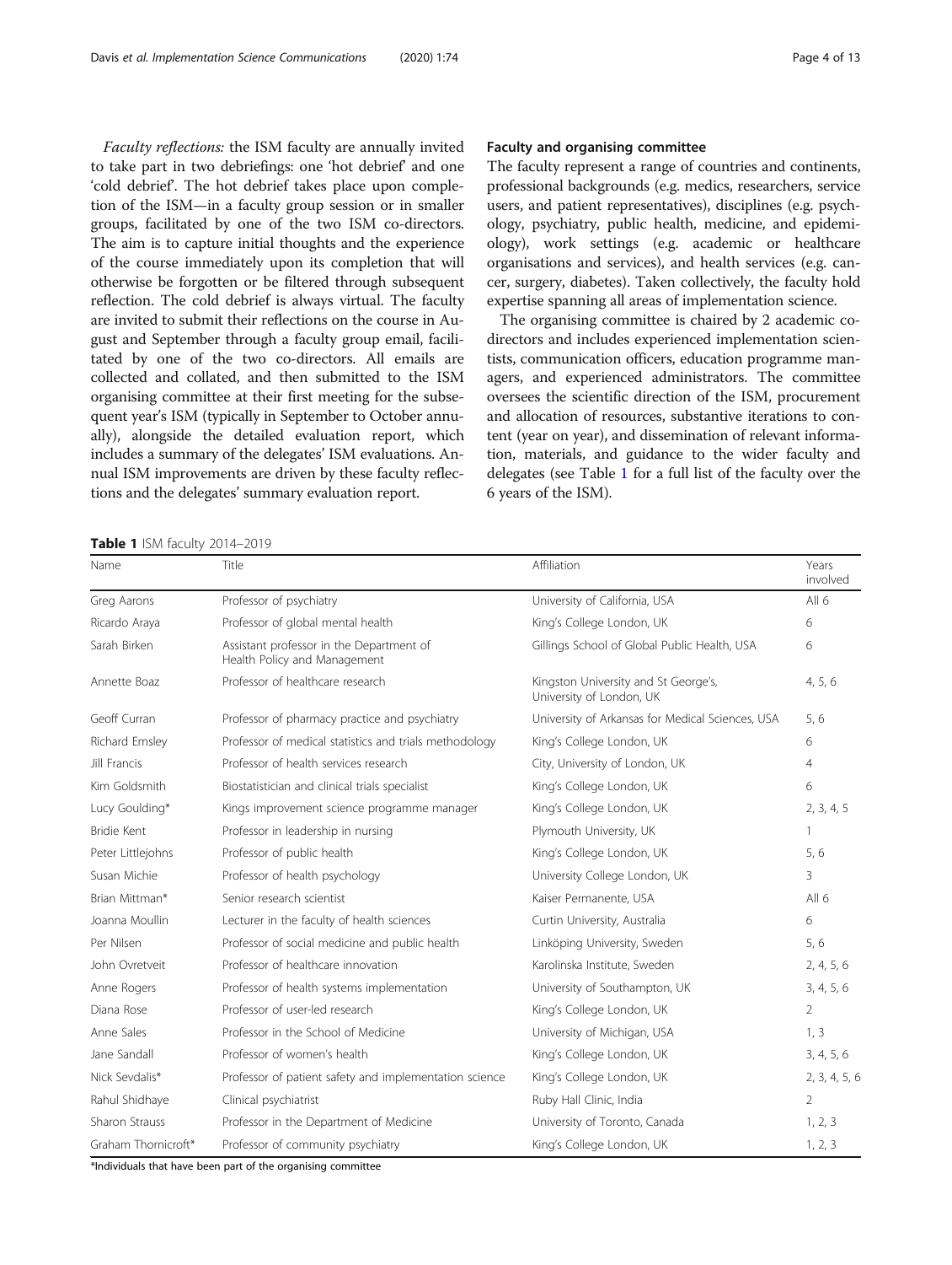*Faculty reflections:* the ISM faculty are annually invited to take part in two debriefings: one 'hot debrief' and one 'cold debrief'. The hot debrief takes place upon completion of the ISM—in a faculty group session or in smaller groups, facilitated by one of the two ISM co-directors. The aim is to capture initial thoughts and the experience of the course immediately upon its completion that will otherwise be forgotten or be filtered through subsequent reflection. The cold debrief is always virtual. The faculty are invited to submit their reflections on the course in August and September through a faculty group email, facilitated by one of the two co-directors. All emails are collected and collated, and then submitted to the ISM organising committee at their first meeting for the subsequent year's ISM (typically in September to October annually), alongside the detailed evaluation report, which includes a summary of the delegates' ISM evaluations. Annual ISM improvements are driven by these faculty reflections and the delegates' summary evaluation report.

### Faculty and organising committee

The faculty represent a range of countries and continents, professional backgrounds (e.g. medics, researchers, service users, and patient representatives), disciplines (e.g. psychology, psychiatry, public health, medicine, and epidemiology), work settings (e.g. academic or healthcare organisations and services), and health services (e.g. cancer, surgery, diabetes). Taken collectively, the faculty hold expertise spanning all areas of implementation science.

The organising committee is chaired by 2 academic co-directors and includes experienced implementation scientists, communication officers, education programme managers, and experienced administrators. The committee oversees the scientific direction of the ISM, procurement and allocation of resources, substantive iterations to content (year on year), and dissemination of relevant information, materials, and guidance to the wider faculty and delegates (see Table 1 for a full list of the faculty over the 6 years of the ISM).

**Table 1** ISM faculty 2014–2019

| Name | Title | Affiliation | Years involved |
|---|---|---|---|
| Greg Aarons | Professor of psychiatry | University of California, USA | All 6 |
| Ricardo Araya | Professor of global mental health | King's College London, UK | 6 |
| Sarah Birken | Assistant professor in the Department of Health Policy and Management | Gillings School of Global Public Health, USA | 6 |
| Annette Boaz | Professor of healthcare research | Kingston University and St George's, University of London, UK | 4, 5, 6 |
| Geoff Curran | Professor of pharmacy practice and psychiatry | University of Arkansas for Medical Sciences, USA | 5, 6 |
| Richard Emsley | Professor of medical statistics and trials methodology | King's College London, UK | 6 |
| Jill Francis | Professor of health services research | City, University of London, UK | 4 |
| Kim Goldsmith | Biostatistician and clinical trials specialist | King's College London, UK | 6 |
| Lucy Goulding* | Kings improvement science programme manager | King's College London, UK | 2, 3, 4, 5 |
| Bridie Kent | Professor in leadership in nursing | Plymouth University, UK | 1 |
| Peter Littlejohns | Professor of public health | King's College London, UK | 5, 6 |
| Susan Michie | Professor of health psychology | University College London, UK | 3 |
| Brian Mittman* | Senior research scientist | Kaiser Permanente, USA | All 6 |
| Joanna Moullin | Lecturer in the faculty of health sciences | Curtin University, Australia | 6 |
| Per Nilsen | Professor of social medicine and public health | Linköping University, Sweden | 5, 6 |
| John Ovretveit | Professor of healthcare innovation | Karolinska Institute, Sweden | 2, 4, 5, 6 |
| Anne Rogers | Professor of health systems implementation | University of Southampton, UK | 3, 4, 5, 6 |
| Diana Rose | Professor of user-led research | King's College London, UK | 2 |
| Anne Sales | Professor in the School of Medicine | University of Michigan, USA | 1, 3 |
| Jane Sandall | Professor of women's health | King's College London, UK | 3, 4, 5, 6 |
| Nick Sevdalis* | Professor of patient safety and implementation science | King's College London, UK | 2, 3, 4, 5, 6 |
| Rahul Shidhaye | Clinical psychiatrist | Ruby Hall Clinic, India | 2 |
| Sharon Strauss | Professor in the Department of Medicine | University of Toronto, Canada | 1, 2, 3 |
| Graham Thornicroft* | Professor of community psychiatry | King's College London, UK | 1, 2, 3 |

*Individuals that have been part of the organising committee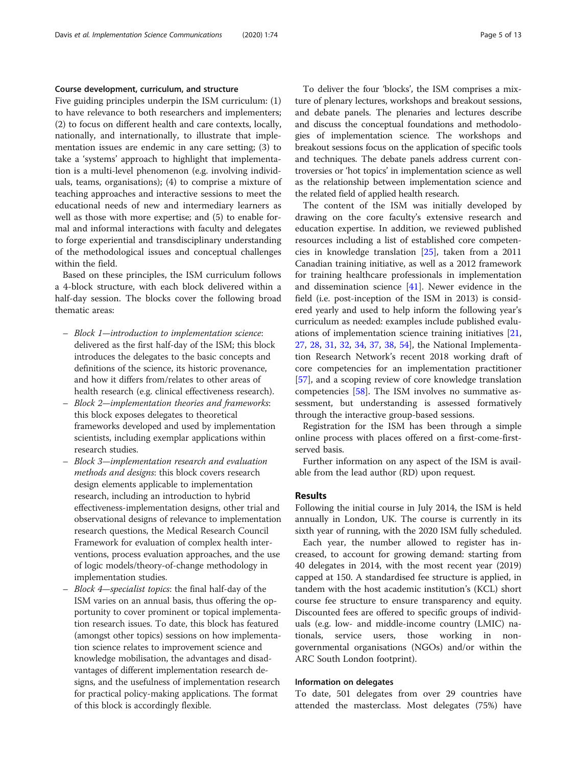### Course development, curriculum, and structure

Five guiding principles underpin the ISM curriculum: (1) to have relevance to both researchers and implementers; (2) to focus on different health and care contexts, locally, nationally, and internationally, to illustrate that implementation issues are endemic in any care setting; (3) to take a 'systems' approach to highlight that implementation is a multi-level phenomenon (e.g. involving individuals, teams, organisations); (4) to comprise a mixture of teaching approaches and interactive sessions to meet the educational needs of new and intermediary learners as well as those with more expertise; and (5) to enable formal and informal interactions with faculty and delegates to forge experiential and transdisciplinary understanding of the methodological issues and conceptual challenges within the field.

Based on these principles, the ISM curriculum follows a 4-block structure, with each block delivered within a half-day session. The blocks cover the following broad thematic areas:

- *Block 1—introduction to implementation science*: delivered as the first half-day of the ISM; this block introduces the delegates to the basic concepts and definitions of the science, its historic provenance, and how it differs from/relates to other areas of health research (e.g. clinical effectiveness research).
- *Block 2—implementation theories and frameworks*: this block exposes delegates to theoretical frameworks developed and used by implementation scientists, including exemplar applications within research studies.
- *Block 3—implementation research and evaluation methods and designs*: this block covers research design elements applicable to implementation research, including an introduction to hybrid effectiveness-implementation designs, other trial and observational designs of relevance to implementation research questions, the Medical Research Council Framework for evaluation of complex health interventions, process evaluation approaches, and the use of logic models/theory-of-change methodology in implementation studies.
- *Block 4—specialist topics*: the final half-day of the ISM varies on an annual basis, thus offering the opportunity to cover prominent or topical implementation research issues. To date, this block has featured (amongst other topics) sessions on how implementation science relates to improvement science and knowledge mobilisation, the advantages and disadvantages of different implementation research designs, and the usefulness of implementation research for practical policy-making applications. The format of this block is accordingly flexible.

To deliver the four 'blocks', the ISM comprises a mixture of plenary lectures, workshops and breakout sessions, and debate panels. The plenaries and lectures describe and discuss the conceptual foundations and methodologies of implementation science. The workshops and breakout sessions focus on the application of specific tools and techniques. The debate panels address current controversies or 'hot topics' in implementation science as well as the relationship between implementation science and the related field of applied health research.

The content of the ISM was initially developed by drawing on the core faculty's extensive research and education expertise. In addition, we reviewed published resources including a list of established core competencies in knowledge translation [25], taken from a 2011 Canadian training initiative, as well as a 2012 framework for training healthcare professionals in implementation and dissemination science [41]. Newer evidence in the field (i.e. post-inception of the ISM in 2013) is considered yearly and used to help inform the following year's curriculum as needed: examples include published evaluations of implementation science training initiatives [21, 27, 28, 31, 32, 34, 37, 38, 54], the National Implementation Research Network's recent 2018 working draft of core competencies for an implementation practitioner [57], and a scoping review of core knowledge translation competencies [58]. The ISM involves no summative assessment, but understanding is assessed formatively through the interactive group-based sessions.

Registration for the ISM has been through a simple online process with places offered on a first-come-first-served basis.

Further information on any aspect of the ISM is available from the lead author (RD) upon request.

## Results

Following the initial course in July 2014, the ISM is held annually in London, UK. The course is currently in its sixth year of running, with the 2020 ISM fully scheduled.

Each year, the number allowed to register has increased, to account for growing demand: starting from 40 delegates in 2014, with the most recent year (2019) capped at 150. A standardised fee structure is applied, in tandem with the host academic institution's (KCL) short course fee structure to ensure transparency and equity. Discounted fees are offered to specific groups of individuals (e.g. low- and middle-income country (LMIC) nationals, service users, those working in non-governmental organisations (NGOs) and/or within the ARC South London footprint).

### Information on delegates

To date, 501 delegates from over 29 countries have attended the masterclass. Most delegates (75%) have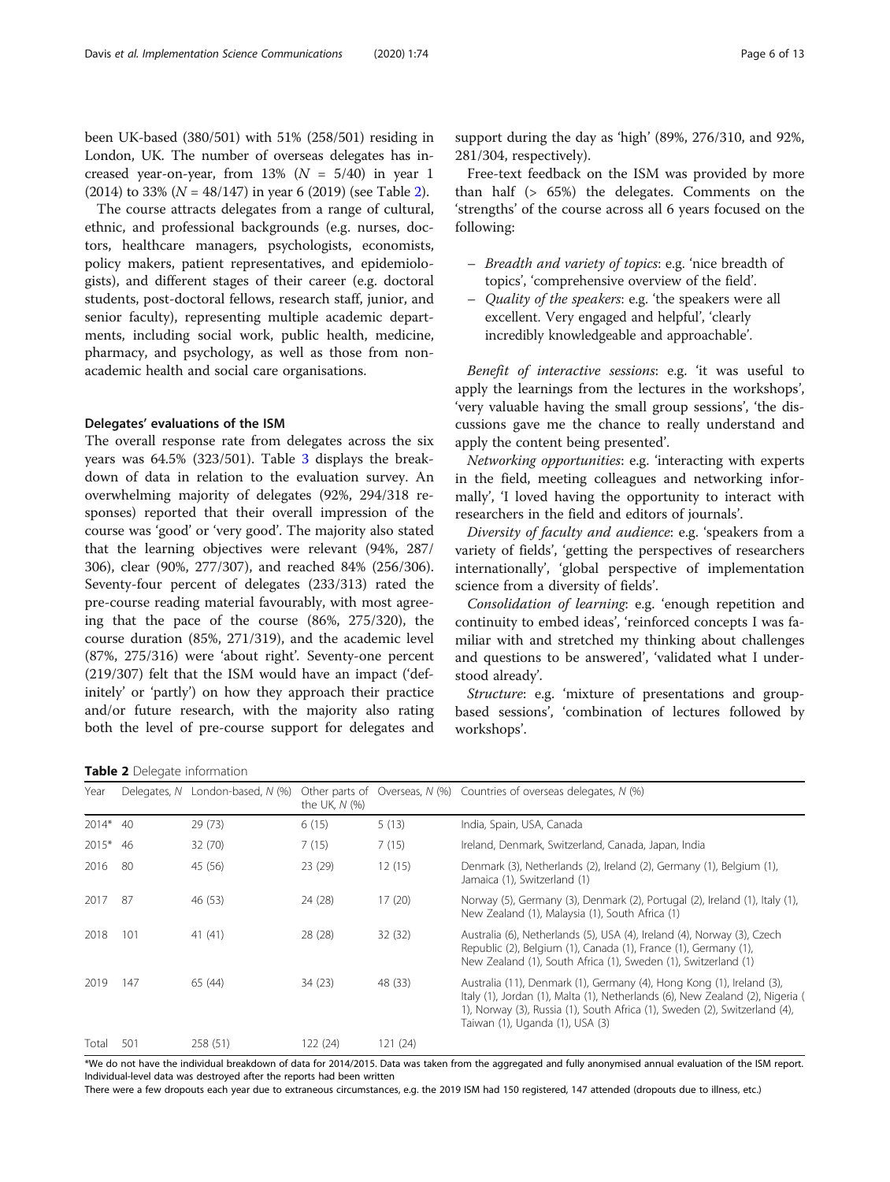been UK-based (380/501) with 51% (258/501) residing in London, UK. The number of overseas delegates has increased year-on-year, from 13% ($N$ = 5/40) in year 1 (2014) to 33% ($N$ = 48/147) in year 6 (2019) (see Table 2).

The course attracts delegates from a range of cultural, ethnic, and professional backgrounds (e.g. nurses, doctors, healthcare managers, psychologists, economists, policy makers, patient representatives, and epidemiologists), and different stages of their career (e.g. doctoral students, post-doctoral fellows, research staff, junior, and senior faculty), representing multiple academic departments, including social work, public health, medicine, pharmacy, and psychology, as well as those from non-academic health and social care organisations.

### Delegates' evaluations of the ISM

The overall response rate from delegates across the six years was 64.5% (323/501). Table 3 displays the breakdown of data in relation to the evaluation survey. An overwhelming majority of delegates (92%, 294/318 responses) reported that their overall impression of the course was 'good' or 'very good'. The majority also stated that the learning objectives were relevant (94%, 287/306), clear (90%, 277/307), and reached 84% (256/306). Seventy-four percent of delegates (233/313) rated the pre-course reading material favourably, with most agreeing that the pace of the course (86%, 275/320), the course duration (85%, 271/319), and the academic level (87%, 275/316) were 'about right'. Seventy-one percent (219/307) felt that the ISM would have an impact ('definitely' or 'partly') on how they approach their practice and/or future research, with the majority also rating both the level of pre-course support for delegates and support during the day as 'high' (89%, 276/310, and 92%, 281/304, respectively).

Free-text feedback on the ISM was provided by more than half (> 65%) the delegates. Comments on the 'strengths' of the course across all 6 years focused on the following:

- *Breadth and variety of topics*: e.g. 'nice breadth of topics', 'comprehensive overview of the field'.
- *Quality of the speakers*: e.g. 'the speakers were all excellent. Very engaged and helpful', 'clearly incredibly knowledgeable and approachable'.

*Benefit of interactive sessions*: e.g. 'it was useful to apply the learnings from the lectures in the workshops', 'very valuable having the small group sessions', 'the discussions gave me the chance to really understand and apply the content being presented'.

*Networking opportunities*: e.g. 'interacting with experts in the field, meeting colleagues and networking informally', 'I loved having the opportunity to interact with researchers in the field and editors of journals'.

*Diversity of faculty and audience*: e.g. 'speakers from a variety of fields', 'getting the perspectives of researchers internationally', 'global perspective of implementation science from a diversity of fields'.

*Consolidation of learning*: e.g. 'enough repetition and continuity to embed ideas', 'reinforced concepts I was familiar with and stretched my thinking about challenges and questions to be answered', 'validated what I understood already'.

*Structure*: e.g. 'mixture of presentations and group-based sessions', 'combination of lectures followed by workshops'.

**Table 2** Delegate information

| Year | Delegates, $N$ | London-based, $N$ (%) | Other parts of the UK, $N$ (%) | Overseas, $N$ (%) | Countries of overseas delegates, $N$ (%) |
|---|---|---|---|---|---|
| 2014* | 40 | 29 (73) | 6 (15) | 5 (13) | India, Spain, USA, Canada |
| 2015* | 46 | 32 (70) | 7 (15) | 7 (15) | Ireland, Denmark, Switzerland, Canada, Japan, India |
| 2016 | 80 | 45 (56) | 23 (29) | 12 (15) | Denmark (3), Netherlands (2), Ireland (2), Germany (1), Belgium (1), Jamaica (1), Switzerland (1) |
| 2017 | 87 | 46 (53) | 24 (28) | 17 (20) | Norway (5), Germany (3), Denmark (2), Portugal (2), Ireland (1), Italy (1), New Zealand (1), Malaysia (1), South Africa (1) |
| 2018 | 101 | 41 (41) | 28 (28) | 32 (32) | Australia (6), Netherlands (5), USA (4), Ireland (4), Norway (3), Czech Republic (2), Belgium (1), Canada (1), France (1), Germany (1), New Zealand (1), South Africa (1), Sweden (1), Switzerland (1) |
| 2019 | 147 | 65 (44) | 34 (23) | 48 (33) | Australia (11), Denmark (1), Germany (4), Hong Kong (1), Ireland (3), Italy (1), Jordan (1), Malta (1), Netherlands (6), New Zealand (2), Nigeria (1), Norway (3), Russia (1), South Africa (1), Sweden (2), Switzerland (4), Taiwan (1), Uganda (1), USA (3) |
| Total | 501 | 258 (51) | 122 (24) | 121 (24) | |

*We do not have the individual breakdown of data for 2014/2015. Data was taken from the aggregated and fully anonymised annual evaluation of the ISM report. Individual-level data was destroyed after the reports had been written

There were a few dropouts each year due to extraneous circumstances, e.g. the 2019 ISM had 150 registered, 147 attended (dropouts due to illness, etc.)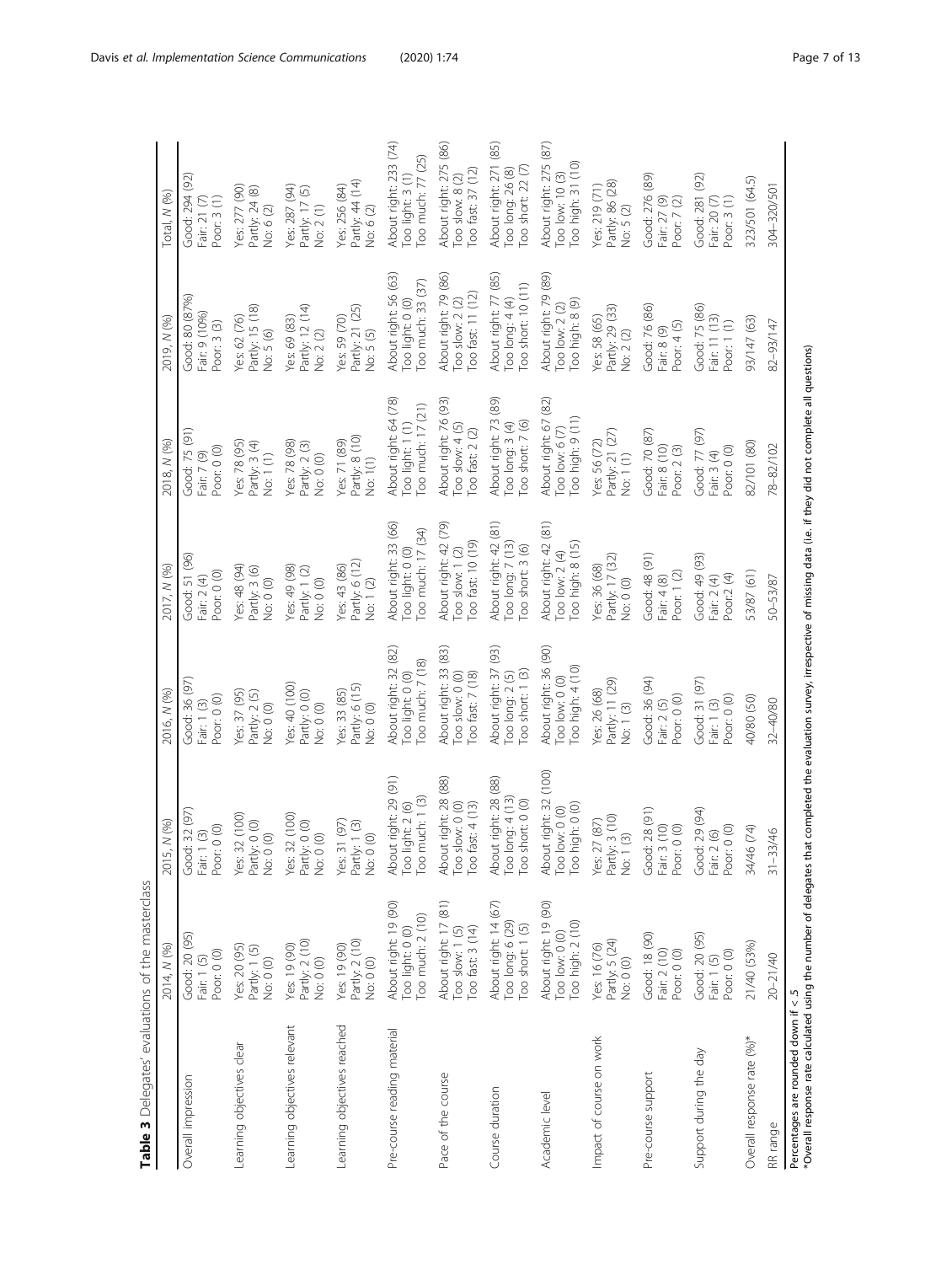**Table 3** Delegates' evaluations of the masterclass

| | 2014, *N* (%) | 2015, *N* (%) | 2016, *N* (%) | 2017, *N* (%) | 2018, *N* (%) | 2019, *N* (%) | Total, *N* (%) |
|---|---|---|---|---|---|---|---|
| Overall impression | Good: 20 (95)<br>Fair: 1 (5)<br>Poor: 0 (0) | Good: 32 (97)<br>Fair: 1 (3)<br>Poor: 0 (0) | Good: 36 (97)<br>Fair: 1 (3)<br>Poor: 0 (0) | Good: 51 (96)<br>Fair: 2 (4)<br>Poor: 0 (0) | Good: 75 (91)<br>Fair: 7 (9)<br>Poor: 0 (0) | Good: 80 (87%)<br>Fair: 9 (10%)<br>Poor: 3 (3) | Good: 294 (92)<br>Fair: 21 (7)<br>Poor: 3 (1) |
| Learning objectives clear | Yes: 20 (95)<br>Partly: 1 (5)<br>No: 0 (0) | Yes: 32 (100)<br>Partly: 0 (0)<br>No: 0 (0) | Yes: 37 (95)<br>Partly: 2 (5)<br>No: 0 (0) | Yes: 48 (94)<br>Partly: 3 (6)<br>No: 0 (0) | Yes: 78 (95)<br>Partly: 3 (4)<br>No: 1 (1) | Yes: 62 (76)<br>Partly: 15 (18)<br>No: 5 (6) | Yes: 277 (90)<br>Partly: 24 (8)<br>No: 6 (2) |
| Learning objectives relevant | Yes: 19 (90)<br>Partly: 2 (10)<br>No: 0 (0) | Yes: 32 (100)<br>Partly: 0 (0)<br>No: 0 (0) | Yes: 40 (100)<br>Partly: 0 (0)<br>No: 0 (0) | Yes: 49 (98)<br>Partly: 1 (2)<br>No: 0 (0) | Yes: 78 (98)<br>Partly: 2 (3)<br>No: 0 (0) | Yes: 69 (83)<br>Partly: 12 (14)<br>No: 2 (2) | Yes: 287 (94)<br>Partly: 17 (5)<br>No: 2 (1) |
| Learning objectives reached | Yes: 19 (90)<br>Partly: 2 (10)<br>No: 0 (0) | Yes: 31 (97)<br>Partly: 1 (3)<br>No: 0 (0) | Yes: 33 (85)<br>Partly: 6 (15)<br>No: 0 (0) | Yes: 43 (86)<br>Partly: 6 (12)<br>No: 1 (2) | Yes: 71 (89)<br>Partly: 8 (10)<br>No: 1(1) | Yes: 59 (70)<br>Partly: 21 (25)<br>No: 5 (5) | Yes: 256 (84)<br>Partly: 44 (14)<br>No: 6 (2) |
| Pre-course reading material | About right: 19 (90)<br>Too light: 0 (0)<br>Too much: 2 (10) | About right: 29 (91)<br>Too light: 2 (6)<br>Too much: 1 (3) | About right: 32 (82)<br>Too light: 0 (0)<br>Too much: 7 (18) | About right: 33 (66)<br>Too light: 0 (0)<br>Too much: 17 (34) | About right: 64 (78)<br>Too light: 1 (1)<br>Too much: 17 (21) | About right: 56 (63)<br>Too light: 0 (0)<br>Too much: 33 (37) | About right: 233 (74)<br>Too light: 3 (1)<br>Too much: 77 (25) |
| Pace of the course | About right: 17 (81)<br>Too slow: 1 (5)<br>Too fast: 3 (14) | About right: 28 (88)<br>Too slow: 0 (0)<br>Too fast: 4 (13) | About right: 33 (83)<br>Too slow: 0 (0)<br>Too fast: 7 (18) | About right: 42 (79)<br>Too slow: 1 (2)<br>Too fast: 10 (19) | About right: 76 (93)<br>Too slow: 4 (5)<br>Too fast: 2 (2) | About right: 79 (86)<br>Too slow: 2 (2)<br>Too fast: 11 (12) | About right: 275 (86)<br>Too slow: 8 (2)<br>Too fast: 37 (12) |
| Course duration | About right: 14 (67)<br>Too long: 6 (29)<br>Too short: 1 (5) | About right: 28 (88)<br>Too long: 4 (13)<br>Too short: 0 (0) | About right: 37 (93)<br>Too long: 2 (5)<br>Too short: 1 (3) | About right: 42 (81)<br>Too long: 7 (13)<br>Too short: 3 (6) | About right: 73 (89)<br>Too long: 3 (4)<br>Too short: 7 (6) | About right: 77 (85)<br>Too long: 4 (4)<br>Too short: 10 (11) | About right: 271 (85)<br>Too long: 26 (8)<br>Too short: 22 (7) |
| Academic level | About right: 19 (90)<br>Too low: 0 (0)<br>Too high: 2 (10) | About right: 32 (100)<br>Too low: 0 (0)<br>Too high: 0 (0) | About right: 36 (90)<br>Too low: 0 (0)<br>Too high: 4 (10) | About right: 42 (81)<br>Too low: 2 (4)<br>Too high: 8 (15) | About right: 67 (82)<br>Too low: 6 (7)<br>Too high: 9 (11) | About right: 79 (89)<br>Too low: 2 (2)<br>Too high: 8 (9) | About right: 275 (87)<br>Too low: 10 (3)<br>Too high: 31 (10) |
| Impact of course on work | Yes: 16 (76)<br>Partly: 5 (24)<br>No: 0 (0) | Yes: 27 (87)<br>Partly: 3 (10)<br>No: 1 (3) | Yes: 26 (68)<br>Partly: 11 (29)<br>No: 1 (3) | Yes: 36 (68)<br>Partly: 17 (32)<br>No: 0 (0) | Yes: 56 (72)<br>Partly: 21 (27)<br>No: 1 (1) | Yes: 58 (65)<br>Partly: 29 (33)<br>No: 2 (2) | Yes: 219 (71)<br>Partly: 86 (28)<br>No: 5 (2) |
| Pre-course support | Good: 18 (90)<br>Fair: 2 (10)<br>Poor: 0 (0) | Good: 28 (91)<br>Fair: 3 (10)<br>Poor: 0 (0) | Good: 36 (94)<br>Fair: 2 (5)<br>Poor: 0 (0) | Good: 48 (91)<br>Fair: 4 (8)<br>Poor: 1 (2) | Good: 70 (87)<br>Fair: 8 (10)<br>Poor: 2 (3) | Good: 76 (86)<br>Fair: 8 (9)<br>Poor: 4 (5) | Good: 276 (89)<br>Fair: 27 (9)<br>Poor: 7 (2) |
| Support during the day | Good: 20 (95)<br>Fair: 1 (5)<br>Poor: 0 (0) | Good: 29 (94)<br>Fair: 2 (6)<br>Poor: 0 (0) | Good: 31 (97)<br>Fair: 1 (3)<br>Poor: 0 (0) | Good: 49 (93)<br>Fair: 2 (4)<br>Poor:2 (4) | Good: 77 (97)<br>Fair: 3 (4)<br>Poor: 0 (0) | Good: 75 (86)<br>Fair: 11 (13)<br>Poor: 1 (1) | Good: 281 (92)<br>Fair: 20 (7)<br>Poor: 3 (1) |
| Overall response rate (%)* | 21/40 (53%) | 34/46 (74) | 40/80 (50) | 53/87 (61) | 82/101 (80) | 93/147 (63) | 323/501 (64.5) |
| RR range | 20–21/40 | 31–33/46 | 32–40/80 | 50–53/87 | 78–82/102 | 82–93/147 | 304–320/501 |

Percentages are rounded down if < .5
*Overall response rate calculated using the number of delegates that completed the evaluation survey, irrespective of missing data (i.e. if they did not complete all questions)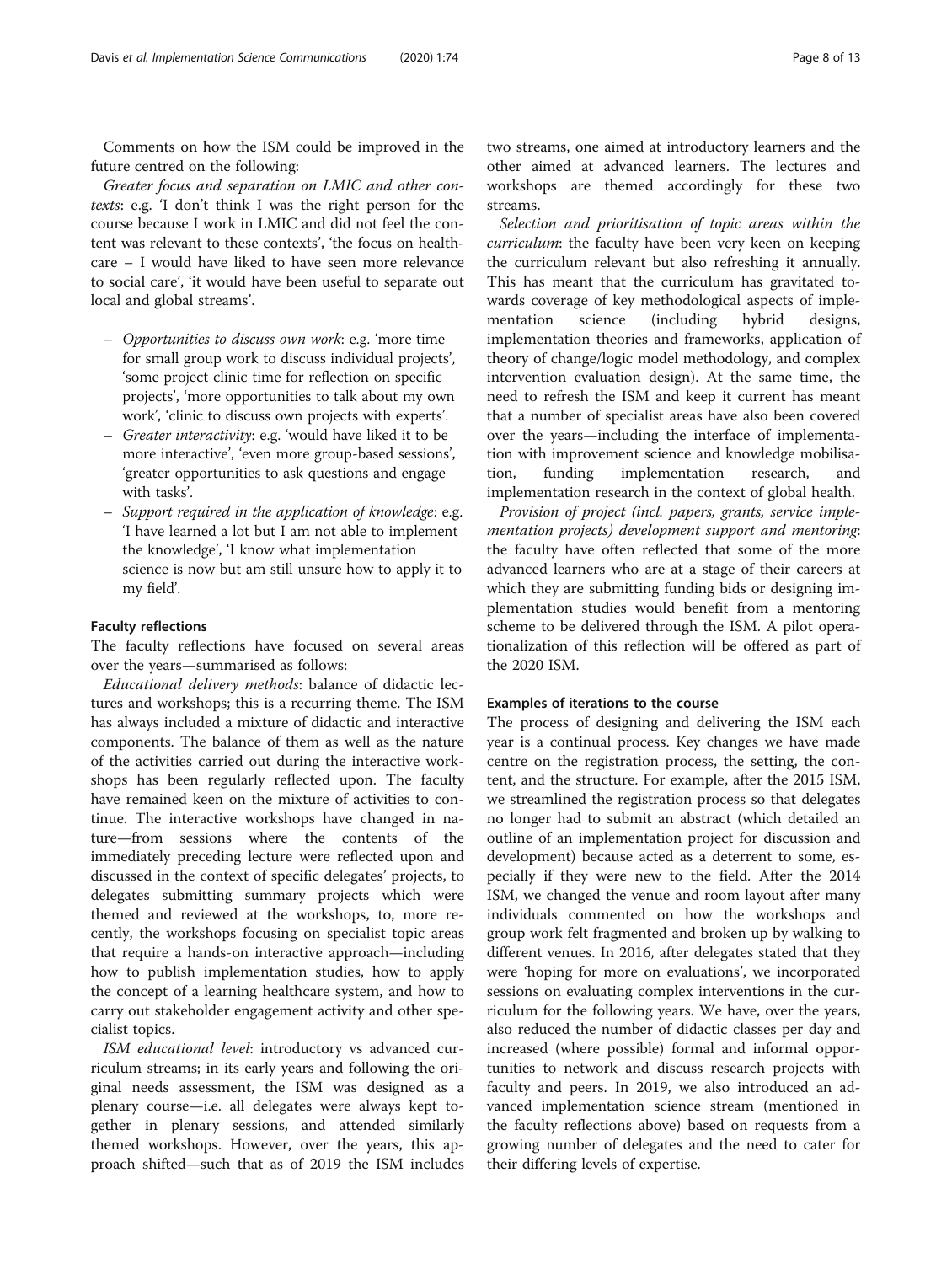Comments on how the ISM could be improved in the future centred on the following:

*Greater focus and separation on LMIC and other contexts*: e.g. 'I don't think I was the right person for the course because I work in LMIC and did not feel the content was relevant to these contexts', 'the focus on healthcare – I would have liked to have seen more relevance to social care', 'it would have been useful to separate out local and global streams'.

- *Opportunities to discuss own work*: e.g. 'more time for small group work to discuss individual projects', 'some project clinic time for reflection on specific projects', 'more opportunities to talk about my own work', 'clinic to discuss own projects with experts'.
- *Greater interactivity*: e.g. 'would have liked it to be more interactive', 'even more group-based sessions', 'greater opportunities to ask questions and engage with tasks'.
- *Support required in the application of knowledge*: e.g. 'I have learned a lot but I am not able to implement the knowledge', 'I know what implementation science is now but am still unsure how to apply it to my field'.

#### Faculty reflections

The faculty reflections have focused on several areas over the years—summarised as follows:

*Educational delivery methods*: balance of didactic lectures and workshops; this is a recurring theme. The ISM has always included a mixture of didactic and interactive components. The balance of them as well as the nature of the activities carried out during the interactive workshops has been regularly reflected upon. The faculty have remained keen on the mixture of activities to continue. The interactive workshops have changed in nature—from sessions where the contents of the immediately preceding lecture were reflected upon and discussed in the context of specific delegates' projects, to delegates submitting summary projects which were themed and reviewed at the workshops, to, more recently, the workshops focusing on specialist topic areas that require a hands-on interactive approach—including how to publish implementation studies, how to apply the concept of a learning healthcare system, and how to carry out stakeholder engagement activity and other specialist topics.

*ISM educational level*: introductory vs advanced curriculum streams; in its early years and following the original needs assessment, the ISM was designed as a plenary course—i.e. all delegates were always kept together in plenary sessions, and attended similarly themed workshops. However, over the years, this approach shifted—such that as of 2019 the ISM includes two streams, one aimed at introductory learners and the other aimed at advanced learners. The lectures and workshops are themed accordingly for these two streams.

*Selection and prioritisation of topic areas within the curriculum*: the faculty have been very keen on keeping the curriculum relevant but also refreshing it annually. This has meant that the curriculum has gravitated towards coverage of key methodological aspects of implementation science (including hybrid designs, implementation theories and frameworks, application of theory of change/logic model methodology, and complex intervention evaluation design). At the same time, the need to refresh the ISM and keep it current has meant that a number of specialist areas have also been covered over the years—including the interface of implementation science with improvement science and knowledge mobilisation, funding implementation research, and implementation research in the context of global health.

*Provision of project (incl. papers, grants, service implementation projects) development support and mentoring*: the faculty have often reflected that some of the more advanced learners who are at a stage of their careers at which they are submitting funding bids or designing implementation studies would benefit from a mentoring scheme to be delivered through the ISM. A pilot operationalization of this reflection will be offered as part of the 2020 ISM.

#### Examples of iterations to the course

The process of designing and delivering the ISM each year is a continual process. Key changes we have made centre on the registration process, the setting, the content, and the structure. For example, after the 2015 ISM, we streamlined the registration process so that delegates no longer had to submit an abstract (which detailed an outline of an implementation project for discussion and development) because acted as a deterrent to some, especially if they were new to the field. After the 2014 ISM, we changed the venue and room layout after many individuals commented on how the workshops and group work felt fragmented and broken up by walking to different venues. In 2016, after delegates stated that they were 'hoping for more on evaluations', we incorporated sessions on evaluating complex interventions in the curriculum for the following years. We have, over the years, also reduced the number of didactic classes per day and increased (where possible) formal and informal opportunities to network and discuss research projects with faculty and peers. In 2019, we also introduced an advanced implementation science stream (mentioned in the faculty reflections above) based on requests from a growing number of delegates and the need to cater for their differing levels of expertise.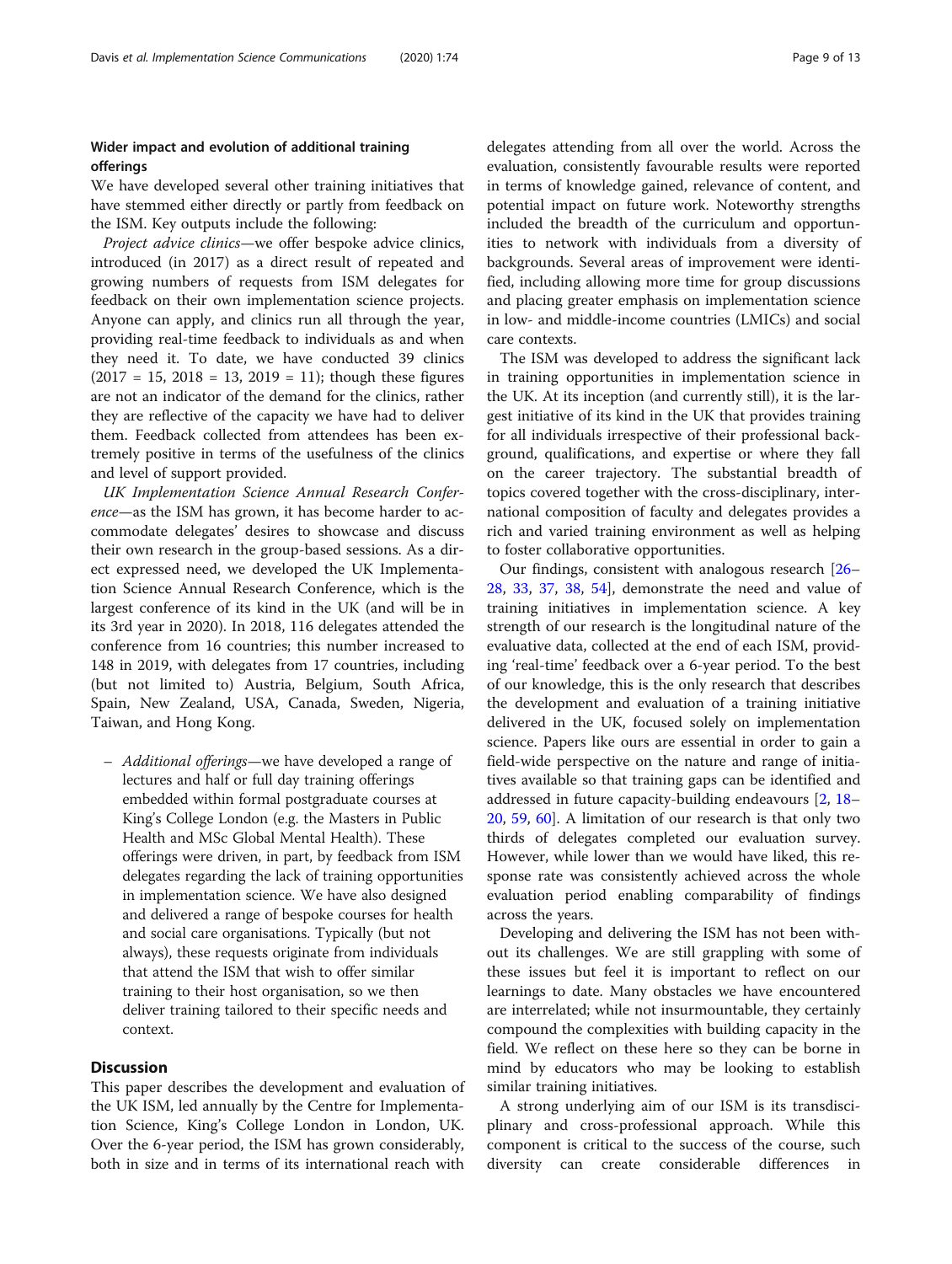### Wider impact and evolution of additional training offerings

We have developed several other training initiatives that have stemmed either directly or partly from feedback on the ISM. Key outputs include the following:

*Project advice clinics*—we offer bespoke advice clinics, introduced (in 2017) as a direct result of repeated and growing numbers of requests from ISM delegates for feedback on their own implementation science projects. Anyone can apply, and clinics run all through the year, providing real-time feedback to individuals as and when they need it. To date, we have conducted 39 clinics (2017 = 15, 2018 = 13, 2019 = 11); though these figures are not an indicator of the demand for the clinics, rather they are reflective of the capacity we have had to deliver them. Feedback collected from attendees has been extremely positive in terms of the usefulness of the clinics and level of support provided.

*UK Implementation Science Annual Research Conference*—as the ISM has grown, it has become harder to accommodate delegates' desires to showcase and discuss their own research in the group-based sessions. As a direct expressed need, we developed the UK Implementation Science Annual Research Conference, which is the largest conference of its kind in the UK (and will be in its 3rd year in 2020). In 2018, 116 delegates attended the conference from 16 countries; this number increased to 148 in 2019, with delegates from 17 countries, including (but not limited to) Austria, Belgium, South Africa, Spain, New Zealand, USA, Canada, Sweden, Nigeria, Taiwan, and Hong Kong.

- *Additional offerings*—we have developed a range of lectures and half or full day training offerings embedded within formal postgraduate courses at King's College London (e.g. the Masters in Public Health and MSc Global Mental Health). These offerings were driven, in part, by feedback from ISM delegates regarding the lack of training opportunities in implementation science. We have also designed and delivered a range of bespoke courses for health and social care organisations. Typically (but not always), these requests originate from individuals that attend the ISM that wish to offer similar training to their host organisation, so we then deliver training tailored to their specific needs and context.

## Discussion

This paper describes the development and evaluation of the UK ISM, led annually by the Centre for Implementation Science, King's College London in London, UK. Over the 6-year period, the ISM has grown considerably, both in size and in terms of its international reach with delegates attending from all over the world. Across the evaluation, consistently favourable results were reported in terms of knowledge gained, relevance of content, and potential impact on future work. Noteworthy strengths included the breadth of the curriculum and opportunities to network with individuals from a diversity of backgrounds. Several areas of improvement were identified, including allowing more time for group discussions and placing greater emphasis on implementation science in low- and middle-income countries (LMICs) and social care contexts.

The ISM was developed to address the significant lack in training opportunities in implementation science in the UK. At its inception (and currently still), it is the largest initiative of its kind in the UK that provides training for all individuals irrespective of their professional background, qualifications, and expertise or where they fall on the career trajectory. The substantial breadth of topics covered together with the cross-disciplinary, international composition of faculty and delegates provides a rich and varied training environment as well as helping to foster collaborative opportunities.

Our findings, consistent with analogous research [26–28, 33, 37, 38, 54], demonstrate the need and value of training initiatives in implementation science. A key strength of our research is the longitudinal nature of the evaluative data, collected at the end of each ISM, providing 'real-time' feedback over a 6-year period. To the best of our knowledge, this is the only research that describes the development and evaluation of a training initiative delivered in the UK, focused solely on implementation science. Papers like ours are essential in order to gain a field-wide perspective on the nature and range of initiatives available so that training gaps can be identified and addressed in future capacity-building endeavours [2, 18–20, 59, 60]. A limitation of our research is that only two thirds of delegates completed our evaluation survey. However, while lower than we would have liked, this response rate was consistently achieved across the whole evaluation period enabling comparability of findings across the years.

Developing and delivering the ISM has not been without its challenges. We are still grappling with some of these issues but feel it is important to reflect on our learnings to date. Many obstacles we have encountered are interrelated; while not insurmountable, they certainly compound the complexities with building capacity in the field. We reflect on these here so they can be borne in mind by educators who may be looking to establish similar training initiatives.

A strong underlying aim of our ISM is its transdisciplinary and cross-professional approach. While this component is critical to the success of the course, such diversity can create considerable differences in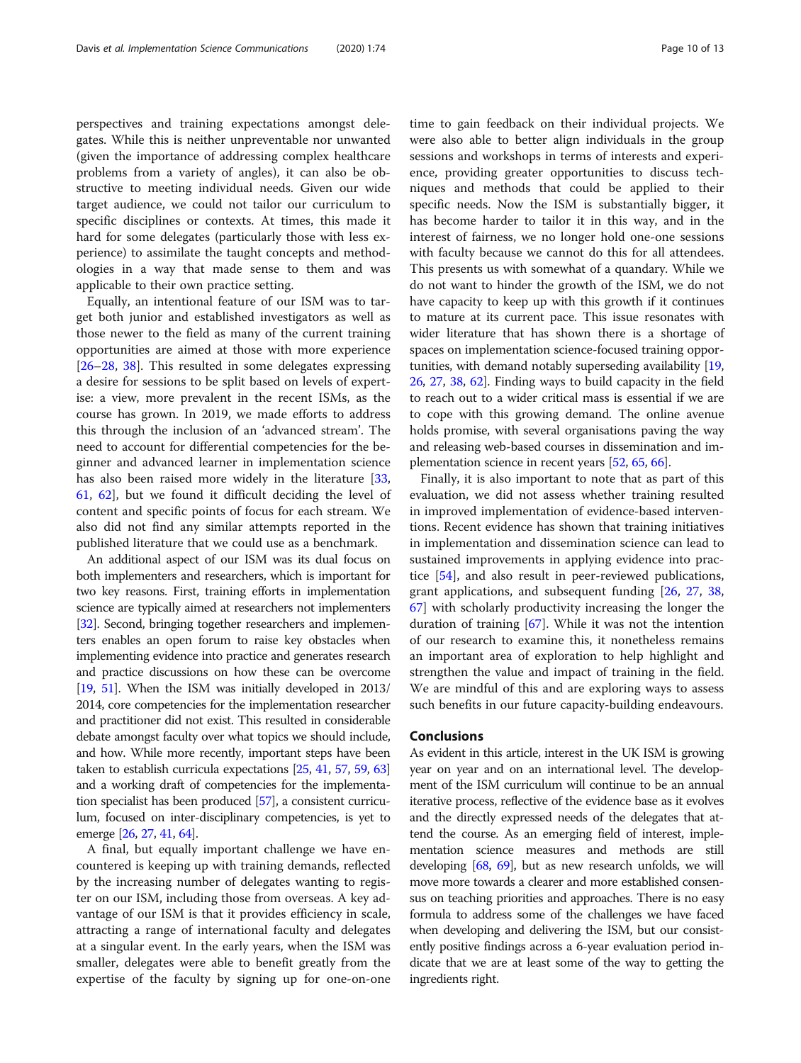perspectives and training expectations amongst delegates. While this is neither unpreventable nor unwanted (given the importance of addressing complex healthcare problems from a variety of angles), it can also be obstructive to meeting individual needs. Given our wide target audience, we could not tailor our curriculum to specific disciplines or contexts. At times, this made it hard for some delegates (particularly those with less experience) to assimilate the taught concepts and methodologies in a way that made sense to them and was applicable to their own practice setting.

Equally, an intentional feature of our ISM was to target both junior and established investigators as well as those newer to the field as many of the current training opportunities are aimed at those with more experience [26–28, 38]. This resulted in some delegates expressing a desire for sessions to be split based on levels of expertise: a view, more prevalent in the recent ISMs, as the course has grown. In 2019, we made efforts to address this through the inclusion of an 'advanced stream'. The need to account for differential competencies for the beginner and advanced learner in implementation science has also been raised more widely in the literature [33, 61, 62], but we found it difficult deciding the level of content and specific points of focus for each stream. We also did not find any similar attempts reported in the published literature that we could use as a benchmark.

An additional aspect of our ISM was its dual focus on both implementers and researchers, which is important for two key reasons. First, training efforts in implementation science are typically aimed at researchers not implementers [32]. Second, bringing together researchers and implementers enables an open forum to raise key obstacles when implementing evidence into practice and generates research and practice discussions on how these can be overcome [19, 51]. When the ISM was initially developed in 2013/2014, core competencies for the implementation researcher and practitioner did not exist. This resulted in considerable debate amongst faculty over what topics we should include, and how. While more recently, important steps have been taken to establish curricula expectations [25, 41, 57, 59, 63] and a working draft of competencies for the implementation specialist has been produced [57], a consistent curriculum, focused on inter-disciplinary competencies, is yet to emerge [26, 27, 41, 64].

A final, but equally important challenge we have encountered is keeping up with training demands, reflected by the increasing number of delegates wanting to register on our ISM, including those from overseas. A key advantage of our ISM is that it provides efficiency in scale, attracting a range of international faculty and delegates at a singular event. In the early years, when the ISM was smaller, delegates were able to benefit greatly from the expertise of the faculty by signing up for one-on-one time to gain feedback on their individual projects. We were also able to better align individuals in the group sessions and workshops in terms of interests and experience, providing greater opportunities to discuss techniques and methods that could be applied to their specific needs. Now the ISM is substantially bigger, it has become harder to tailor it in this way, and in the interest of fairness, we no longer hold one-one sessions with faculty because we cannot do this for all attendees. This presents us with somewhat of a quandary. While we do not want to hinder the growth of the ISM, we do not have capacity to keep up with this growth if it continues to mature at its current pace. This issue resonates with wider literature that has shown there is a shortage of spaces on implementation science-focused training opportunities, with demand notably superseding availability [19, 26, 27, 38, 62]. Finding ways to build capacity in the field to reach out to a wider critical mass is essential if we are to cope with this growing demand. The online avenue holds promise, with several organisations paving the way and releasing web-based courses in dissemination and implementation science in recent years [52, 65, 66].

Finally, it is also important to note that as part of this evaluation, we did not assess whether training resulted in improved implementation of evidence-based interventions. Recent evidence has shown that training initiatives in implementation and dissemination science can lead to sustained improvements in applying evidence into practice [54], and also result in peer-reviewed publications, grant applications, and subsequent funding [26, 27, 38, 67] with scholarly productivity increasing the longer the duration of training [67]. While it was not the intention of our research to examine this, it nonetheless remains an important area of exploration to help highlight and strengthen the value and impact of training in the field. We are mindful of this and are exploring ways to assess such benefits in our future capacity-building endeavours.

## Conclusions

As evident in this article, interest in the UK ISM is growing year on year and on an international level. The development of the ISM curriculum will continue to be an annual iterative process, reflective of the evidence base as it evolves and the directly expressed needs of the delegates that attend the course. As an emerging field of interest, implementation science measures and methods are still developing [68, 69], but as new research unfolds, we will move more towards a clearer and more established consensus on teaching priorities and approaches. There is no easy formula to address some of the challenges we have faced when developing and delivering the ISM, but our consistently positive findings across a 6-year evaluation period indicate that we are at least some of the way to getting the ingredients right.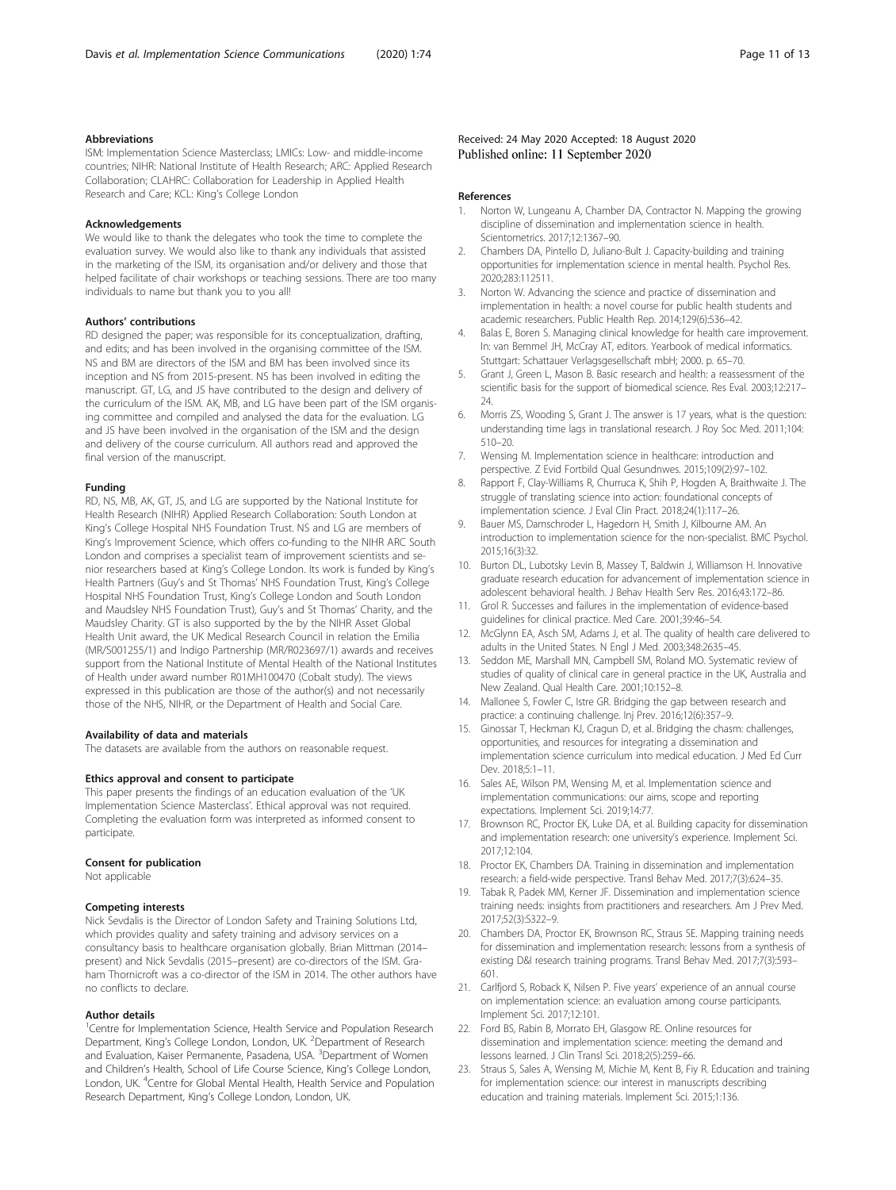### Abbreviations

ISM: Implementation Science Masterclass; LMICs: Low- and middle-income countries; NIHR: National Institute of Health Research; ARC: Applied Research Collaboration; CLAHRC: Collaboration for Leadership in Applied Health Research and Care; KCL: King's College London

### Acknowledgements

We would like to thank the delegates who took the time to complete the evaluation survey. We would also like to thank any individuals that assisted in the marketing of the ISM, its organisation and/or delivery and those that helped facilitate of chair workshops or teaching sessions. There are too many individuals to name but thank you to you all!

### Authors' contributions

RD designed the paper; was responsible for its conceptualization, drafting, and edits; and has been involved in the organising committee of the ISM. NS and BM are directors of the ISM and BM has been involved since its inception and NS from 2015-present. NS has been involved in editing the manuscript. GT, LG, and JS have contributed to the design and delivery of the curriculum of the ISM. AK, MB, and LG have been part of the ISM organising committee and compiled and analysed the data for the evaluation. LG and JS have been involved in the organisation of the ISM and the design and delivery of the course curriculum. All authors read and approved the final version of the manuscript.

### Funding

RD, NS, MB, AK, GT, JS, and LG are supported by the National Institute for Health Research (NIHR) Applied Research Collaboration: South London at King's College Hospital NHS Foundation Trust. NS and LG are members of King's Improvement Science, which offers co-funding to the NIHR ARC South London and comprises a specialist team of improvement scientists and senior researchers based at King's College London. Its work is funded by King's Health Partners (Guy's and St Thomas' NHS Foundation Trust, King's College Hospital NHS Foundation Trust, King's College London and South London and Maudsley NHS Foundation Trust), Guy's and St Thomas' Charity, and the Maudsley Charity. GT is also supported by the by the NIHR Asset Global Health Unit award, the UK Medical Research Council in relation the Emilia (MR/S001255/1) and Indigo Partnership (MR/R023697/1) awards and receives support from the National Institute of Mental Health of the National Institutes of Health under award number R01MH100470 (Cobalt study). The views expressed in this publication are those of the author(s) and not necessarily those of the NHS, NIHR, or the Department of Health and Social Care.

### Availability of data and materials

The datasets are available from the authors on reasonable request.

### Ethics approval and consent to participate

This paper presents the findings of an education evaluation of the 'UK Implementation Science Masterclass'. Ethical approval was not required. Completing the evaluation form was interpreted as informed consent to participate.

### Consent for publication

Not applicable

### Competing interests

Nick Sevdalis is the Director of London Safety and Training Solutions Ltd, which provides quality and safety training and advisory services on a consultancy basis to healthcare organisation globally. Brian Mittman (2014–present) and Nick Sevdalis (2015–present) are co-directors of the ISM. Graham Thornicroft was a co-director of the ISM in 2014. The other authors have no conflicts to declare.

### Author details

[1]Centre for Implementation Science, Health Service and Population Research Department, King's College London, London, UK. [2]Department of Research and Evaluation, Kaiser Permanente, Pasadena, USA. [3]Department of Women and Children's Health, School of Life Course Science, King's College London, London, UK. [4]Centre for Global Mental Health, Health Service and Population Research Department, King's College London, London, UK.

Received: 24 May 2020 Accepted: 18 August 2020
Published online: 11 September 2020

### References

1. Norton W, Lungeanu A, Chamber DA, Contractor N. Mapping the growing discipline of dissemination and implementation science in health. Scientometrics. 2017;12:1367–90.
2. Chambers DA, Pintello D, Juliano-Bult J. Capacity-building and training opportunities for implementation science in mental health. Psychol Res. 2020;283:112511.
3. Norton W. Advancing the science and practice of dissemination and implementation in health: a novel course for public health students and academic researchers. Public Health Rep. 2014;129(6):536–42.
4. Balas E, Boren S. Managing clinical knowledge for health care improvement. In: van Bemmel JH, McCray AT, editors. Yearbook of medical informatics. Stuttgart: Schattauer Verlagsgesellschaft mbH; 2000. p. 65–70.
5. Grant J, Green L, Mason B. Basic research and health: a reassessment of the scientific basis for the support of biomedical science. Res Eval. 2003;12:217–24.
6. Morris ZS, Wooding S, Grant J. The answer is 17 years, what is the question: understanding time lags in translational research. J Roy Soc Med. 2011;104:510–20.
7. Wensing M. Implementation science in healthcare: introduction and perspective. Z Evid Fortbild Qual Gesundnwes. 2015;109(2):97–102.
8. Rapport F, Clay-Williams R, Churruca K, Shih P, Hogden A, Braithwaite J. The struggle of translating science into action: foundational concepts of implementation science. J Eval Clin Pract. 2018;24(1):117–26.
9. Bauer MS, Damschroder L, Hagedorn H, Smith J, Kilbourne AM. An introduction to implementation science for the non-specialist. BMC Psychol. 2015;16(3):32.
10. Burton DL, Lubotsky Levin B, Massey T, Baldwin J, Williamson H. Innovative graduate research education for advancement of implementation science in adolescent behavioral health. J Behav Health Serv Res. 2016;43:172–86.
11. Grol R. Successes and failures in the implementation of evidence-based guidelines for clinical practice. Med Care. 2001;39:46–54.
12. McGlynn EA, Asch SM, Adams J, et al. The quality of health care delivered to adults in the United States. N Engl J Med. 2003;348:2635–45.
13. Seddon ME, Marshall MN, Campbell SM, Roland MO. Systematic review of studies of quality of clinical care in general practice in the UK, Australia and New Zealand. Qual Health Care. 2001;10:152–8.
14. Mallonee S, Fowler C, Istre GR. Bridging the gap between research and practice: a continuing challenge. Inj Prev. 2016;12(6):357–9.
15. Ginossar T, Heckman KJ, Cragun D, et al. Bridging the chasm: challenges, opportunities, and resources for integrating a dissemination and implementation science curriculum into medical education. J Med Ed Curr Dev. 2018;5:1–11.
16. Sales AE, Wilson PM, Wensing M, et al. Implementation science and implementation communications: our aims, scope and reporting expectations. Implement Sci. 2019;14:77.
17. Brownson RC, Proctor EK, Luke DA, et al. Building capacity for dissemination and implementation research: one university's experience. Implement Sci. 2017;12:104.
18. Proctor EK, Chambers DA. Training in dissemination and implementation research: a field-wide perspective. Transl Behav Med. 2017;7(3):624–35.
19. Tabak R, Padek MM, Kerner JF. Dissemination and implementation science training needs: insights from practitioners and researchers. Am J Prev Med. 2017;52(3):S322–9.
20. Chambers DA, Proctor EK, Brownson RC, Straus SE. Mapping training needs for dissemination and implementation research: lessons from a synthesis of existing D&I research training programs. Transl Behav Med. 2017;7(3):593–601.
21. Carlfjord S, Roback K, Nilsen P. Five years' experience of an annual course on implementation science: an evaluation among course participants. Implement Sci. 2017;12:101.
22. Ford BS, Rabin B, Morrato EH, Glasgow RE. Online resources for dissemination and implementation science: meeting the demand and lessons learned. J Clin Transl Sci. 2018;2(5):259–66.
23. Straus S, Sales A, Wensing M, Michie M, Kent B, Fiy R. Education and training for implementation science: our interest in manuscripts describing education and training materials. Implement Sci. 2015;1:136.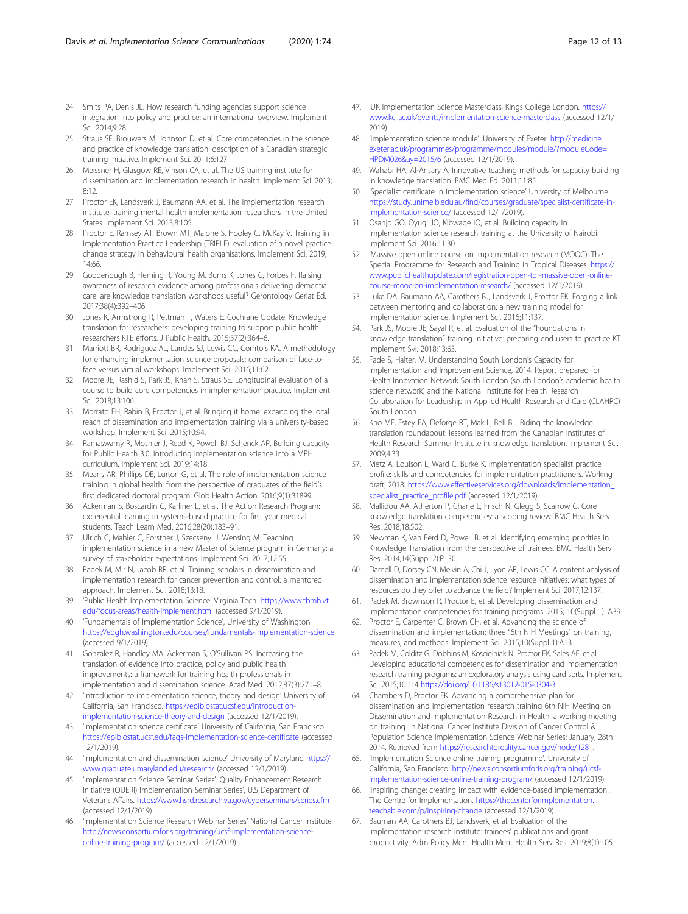24. Smits PA, Denis JL. How research funding agencies support science integration into policy and practice: an international overview. Implement Sci. 2014;9:28.
25. Straus SE, Brouwers M, Johnson D, et al. Core competencies in the science and practice of knowledge translation: description of a Canadian strategic training initiative. Implement Sci. 2011;6:127.
26. Meissner H, Glasgow RE, Vinson CA, et al. The US training institute for dissemination and implementation research in health. Implement Sci. 2013; 8:12.
27. Proctor EK, Landsverk J, Baumann AA, et al. The implementation research institute: training mental health implementation researchers in the United States. Implement Sci. 2013;8:105.
28. Proctor E, Ramsey AT, Brown MT, Malone S, Hooley C, McKay V. Training in Implementation Practice Leadership (TRIPLE): evaluation of a novel practice change strategy in behavioural health organisations. Implement Sci. 2019; 14:66.
29. Goodenough B, Fleming R, Young M, Burns K, Jones C, Forbes F. Raising awareness of research evidence among professionals delivering dementia care: are knowledge translation workshops useful? Gerontology Geriat Ed. 2017;38(4):392–406.
30. Jones K, Armstrong R, Pettman T, Waters E. Cochrane Update. Knowledge translation for researchers: developing training to support public health researchers KTE efforts. J Public Health. 2015;37(2):364–6.
31. Marriott BR, Rodriguez AL, Landes SJ, Lewis CC, Comtois KA. A methodology for enhancing implementation science proposals: comparison of face-to-face versus virtual workshops. Implement Sci. 2016;11:62.
32. Moore JE, Rashid S, Park JS, Khan S, Straus SE. Longitudinal evaluation of a course to build core competencies in implementation practice. Implement Sci. 2018;13:106.
33. Morrato EH, Rabin B, Proctor J, et al. Bringing it home: expanding the local reach of dissemination and implementation training via a university-based workshop. Implement Sci. 2015;10:94.
34. Ramaswamy R, Mosnier J, Reed K, Powell BJ, Schenck AP. Building capacity for Public Health 3.0: introducing implementation science into a MPH curriculum. Implement Sci. 2019;14:18.
35. Means AR, Phillips DE, Lurton G, et al. The role of implementation science training in global health: from the perspective of graduates of the field's first dedicated doctoral program. Glob Health Action. 2016;9(1):31899.
36. Ackerman S, Boscardin C, Karliner L, et al. The Action Research Program: experiential learning in systems-based practice for first year medical students. Teach Learn Med. 2016;28(20):183–91.
37. Ulrich C, Mahler C, Forstner J, Szecsenyi J, Wensing M. Teaching implementation science in a new Master of Science program in Germany: a survey of stakeholder expectations. Implement Sci. 2017;12:55.
38. Padek M, Mir N, Jacob RR, et al. Training scholars in dissemination and implementation research for cancer prevention and control: a mentored approach. Implement Sci. 2018;13:18.
39. 'Public Health Implementation Science' Virginia Tech. https://www.tbmh.vt.edu/focus-areas/health-implement.html (accessed 9/1/2019).
40. 'Fundamentals of Implementation Science', University of Washington https://edgh.washington.edu/courses/fundamentals-implementation-science (accessed 9/1/2019).
41. Gonzalez R, Handley MA, Ackerman S, O'Sullivan PS. Increasing the translation of evidence into practice, policy and public health improvements: a framework for training health professionals in implementation and dissemination science. Acad Med. 2012;87(3):271–8.
42. 'Introduction to implementation science, theory and design' University of California, San Francisco. https://epibiostat.ucsf.edu/introduction-implementation-science-theory-and-design (accessed 12/1/2019).
43. 'Implementation science certificate' University of California, San Francisco. https://epibiostat.ucsf.edu/faqs-implementation-science-certificate (accessed 12/1/2019).
44. 'Implementation and dissemination science' University of Maryland https://www.graduate.umaryland.edu/research/ (accessed 12/1/2019).
45. 'Implementation Science Seminar Series'. Quality Enhancement Research Initiative (QUERI) Implementation Seminar Series', U.S Department of Veterans Affairs. https://www.hsrd.research.va.gov/cyberseminars/series.cfm (accessed 12/1/2019).
46. 'Implementation Science Research Webinar Series' National Cancer Institute http://news.consortiumforis.org/training/ucsf-implementation-science-online-training-program/ (accessed 12/1/2019).
47. 'UK Implementation Science Masterclass, Kings College London. https://www.kcl.ac.uk/events/implementation-science-masterclass (accessed 12/1/2019).
48. 'Implementation science module'. University of Exeter. http://medicine.exeter.ac.uk/programmes/programme/modules/module/?moduleCode=HPDM026&ay=2015/6 (accessed 12/1/2019).
49. Wahabi HA, Al-Ansary A. Innovative teaching methods for capacity building in knowledge translation. BMC Med Ed. 2011;11:85.
50. 'Specialist certificate in implementation science' University of Melbourne. https://study.unimelb.edu.au/find/courses/graduate/specialist-certificate-in-implementation-science/ (accessed 12/1/2019).
51. Osanjo GO, Oyugi JO, Kibwage IO, et al. Building capacity in implementation science research training at the University of Nairobi. Implement Sci. 2016;11:30.
52. 'Massive open online course on implementation research (MOOC). The Special Programme for Research and Training in Tropical Diseases. https://www.publichealthupdate.com/registration-open-tdr-massive-open-online-course-mooc-on-implementation-research/ (accessed 12/1/2019).
53. Luke DA, Baumann AA, Carothers BJ, Landsverk J, Proctor EK. Forging a link between mentoring and collaboration: a new training model for implementation science. Implement Sci. 2016;11:137.
54. Park JS, Moore JE, Sayal R, et al. Evaluation of the "Foundations in knowledge translation" training initiative: preparing end users to practice KT. Implement Svi. 2018;13:63.
55. Fade S, Halter, M. Understanding South London's Capacity for Implementation and Improvement Science, 2014. Report prepared for Health Innovation Network South London (south London's academic health science network) and the National Institute for Health Research Collaboration for Leadership in Applied Health Research and Care (CLAHRC) South London.
56. Kho ME, Estey EA, Deforge RT, Mak L, Bell BL. Riding the knowledge translation roundabout: lessons learned from the Canadian Institutes of Health Research Summer Institute in knowledge translation. Implement Sci. 2009;4:33.
57. Metz A, Louison L, Ward C, Burke K. Implementation specialist practice profile: skills and competencies for implementation practitioners. Working draft, 2018. https://www.effectiveservices.org/downloads/Implementation_specialist_practice_profile.pdf (accessed 12/1/2019).
58. Mallidou AA, Atherton P, Chane L, Frisch N, Glegg S, Scarrow G. Core knowledge translation competencies: a scoping review. BMC Health Serv Res. 2018;18:502.
59. Newman K, Van Eerd D, Powell B, et al. Identifying emerging priorities in Knowledge Translation from the perspective of trainees. BMC Health Serv Res. 2014;14(Suppl 2):P130.
60. Darnell D, Dorsey CN, Melvin A, Chi J, Lyon AR, Lewis CC. A content analysis of dissemination and implementation science resource initiatives: what types of resources do they offer to advance the field? Implement Sci. 2017;12:137.
61. Padek M, Brownson R, Proctor E, et al. Developing dissemination and implementation competencies for training programs. 2015; 10(Suppl 1): A39.
62. Proctor E, Carpenter C, Brown CH, et al. Advancing the science of dissemination and implementation: three "6th NIH Meetings" on training, measures, and methods. Implement Sci. 2015;10(Suppl 1):A13.
63. Padek M, Colditz G, Dobbins M, Koscielniak N, Proctor EK, Sales AE, et al. Developing educational competencies for dissemination and implementation research training programs: an exploratory analysis using card sorts. Implement Sci. 2015;10:114 https://doi.org/10.1186/s13012-015-0304-3.
64. Chambers D, Proctor EK. Advancing a comprehensive plan for dissemination and implementation research training 6th NIH Meeting on Dissemination and Implementation Research in Health: a working meeting on training. In National Cancer Institute Division of Cancer Control & Population Science Implementation Science Webinar Series; January, 28th 2014. Retrieved from https://researchtoreality.cancer.gov/node/1281.
65. 'Implementation Science online training programme'. University of California, San Francisco. http://news.consortiumforis.org/training/ucsf-implementation-science-online-training-program/ (accessed 12/1/2019).
66. 'Inspiring change: creating impact with evidence-based implementation'. The Centre for Implementation. https://thecenterforimplementation.teachable.com/p/inspiring-change (accessed 12/1/2019).
67. Bauman AA, Carothers BJ, Landsverk, et al. Evaluation of the implementation research institute: trainees' publications and grant productivity. Adm Policy Ment Health Ment Health Serv Res. 2019;8(1):105.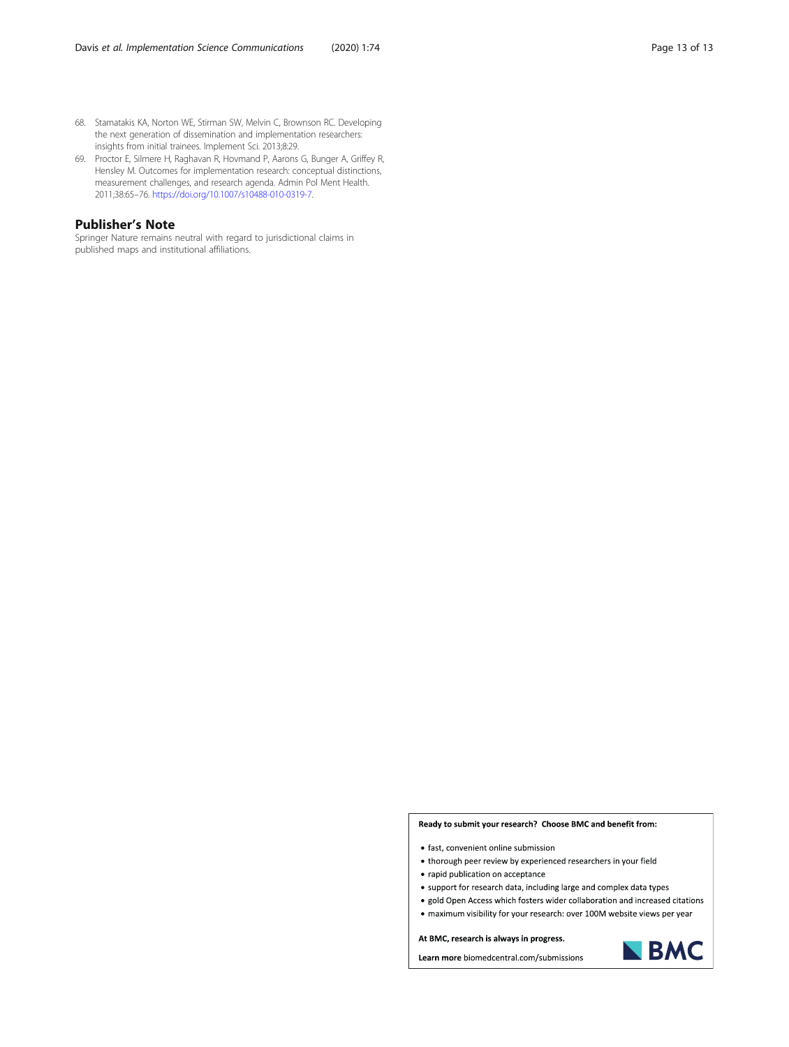68. Stamatakis KA, Norton WE, Stirman SW, Melvin C, Brownson RC. Developing the next generation of dissemination and implementation researchers: insights from initial trainees. Implement Sci. 2013;8:29.
69. Proctor E, Silmere H, Raghavan R, Hovmand P, Aarons G, Bunger A, Griffey R, Hensley M. Outcomes for implementation research: conceptual distinctions, measurement challenges, and research agenda. Admin Pol Ment Health. 2011;38:65–76. https://doi.org/10.1007/s10488-010-0319-7.

## Publisher's Note

Springer Nature remains neutral with regard to jurisdictional claims in published maps and institutional affiliations.

**Ready to submit your research? Choose BMC and benefit from:**

- fast, convenient online submission
- thorough peer review by experienced researchers in your field
- rapid publication on acceptance
- support for research data, including large and complex data types
- gold Open Access which fosters wider collaboration and increased citations
- maximum visibility for your research: over 100M website views per year

**At BMC, research is always in progress.**

**Learn more** biomedcentral.com/submissions

BMC